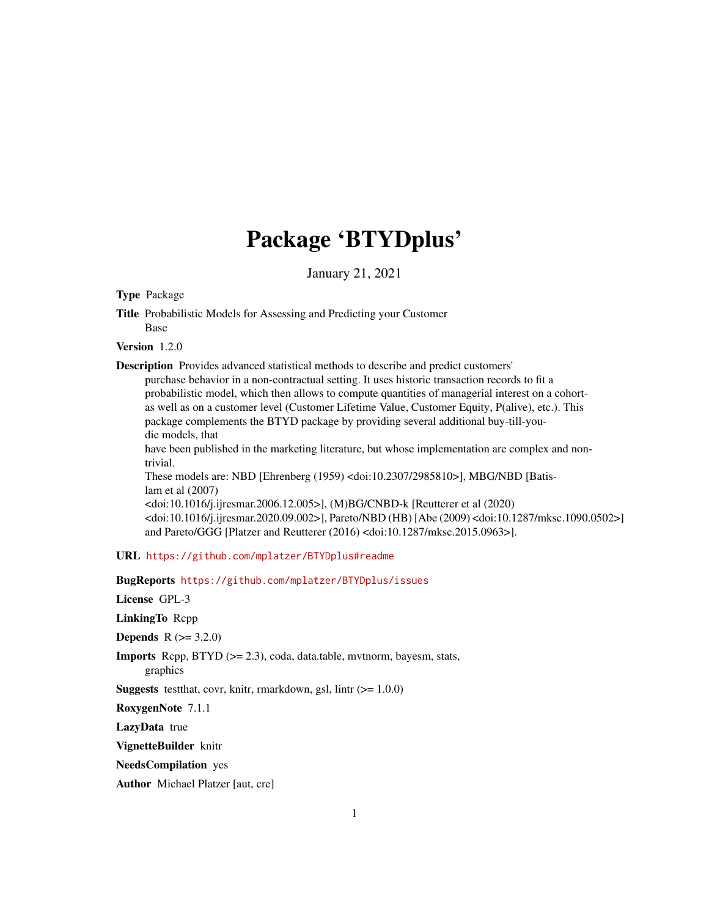# Package 'BTYDplus'

January 21, 2021

**Type** Package

**Title** Probabilistic Models for Assessing and Predicting your Customer Base

**Version** 1.2.0

**Description** Provides advanced statistical methods to describe and predict customers' purchase behavior in a non-contractual setting. It uses historic transaction records to fit a probabilistic model, which then allows to compute quantities of managerial interest on a cohort-as well as on a customer level (Customer Lifetime Value, Customer Equity, P(alive), etc.). This package complements the BTYD package by providing several additional buy-till-you-die models, that have been published in the marketing literature, but whose implementation are complex and non-trivial.
These models are: NBD [Ehrenberg (1959) <doi:10.2307/2985810>], MBG/NBD [Batislam et al (2007) <doi:10.1016/j.ijresmar.2006.12.005>], (M)BG/CNBD-k [Reutterer et al (2020) <doi:10.1016/j.ijresmar.2020.09.002>], Pareto/NBD (HB) [Abe (2009) <doi:10.1287/mksc.1090.0502>] and Pareto/GGG [Platzer and Reutterer (2016) <doi:10.1287/mksc.2015.0963>].

**URL** https://github.com/mplatzer/BTYDplus#readme

**BugReports** https://github.com/mplatzer/BTYDplus/issues

**License** GPL-3

**LinkingTo** Rcpp

**Depends** R (>= 3.2.0)

**Imports** Rcpp, BTYD (>= 2.3), coda, data.table, mvtnorm, bayesm, stats, graphics

**Suggests** testthat, covr, knitr, rmarkdown, gsl, lintr (>= 1.0.0)

**RoxygenNote** 7.1.1

**LazyData** true

**VignetteBuilder** knitr

**NeedsCompilation** yes

**Author** Michael Platzer [aut, cre]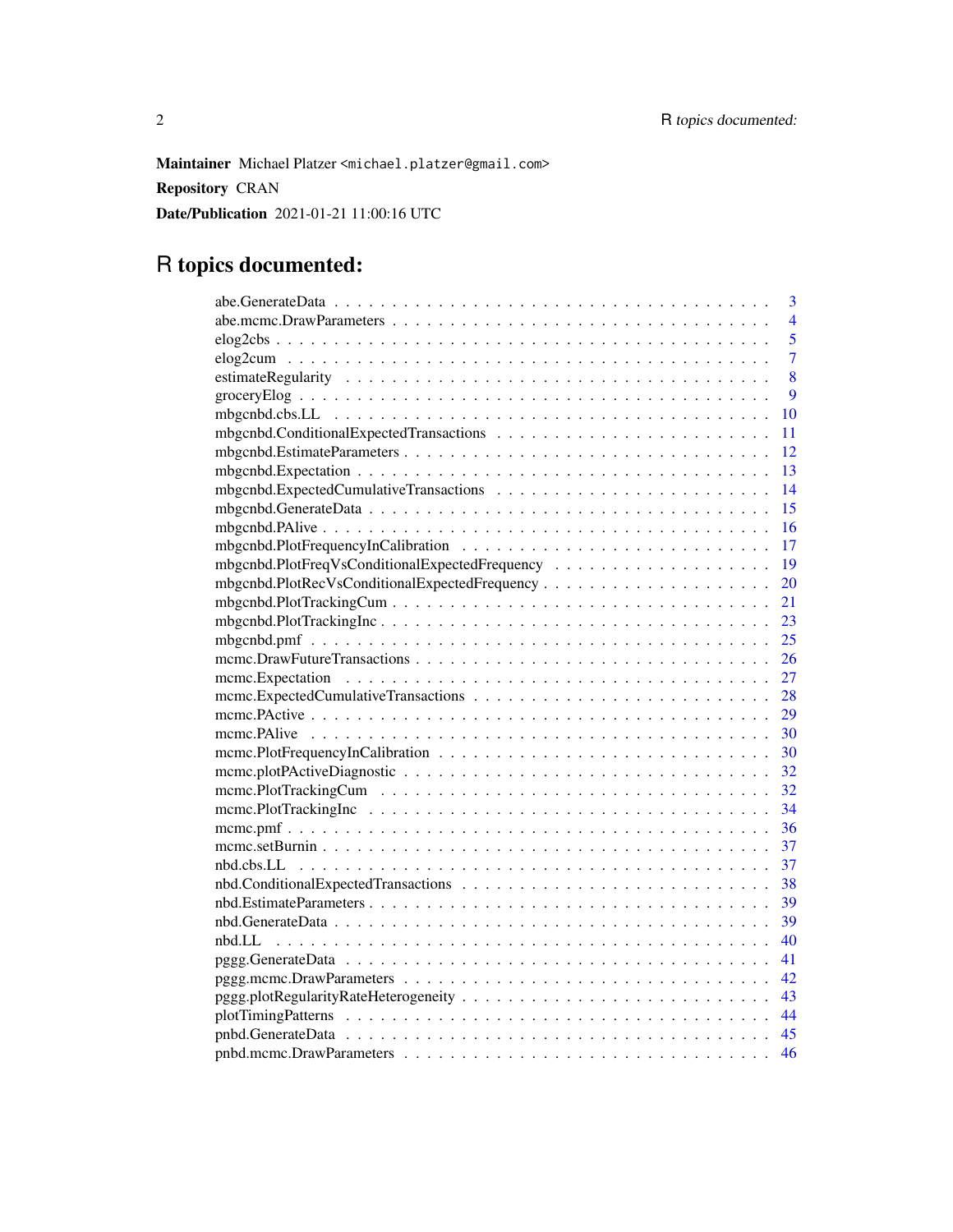**Maintainer** Michael Platzer <michael.platzer@gmail.com>

**Repository** CRAN

**Date/Publication** 2021-01-21 11:00:16 UTC

# R topics documented:

| Topic | Page |
|---|---|
| abe.GenerateData | 3 |
| abe.mcmc.DrawParameters | 4 |
| elog2cbs | 5 |
| elog2cum | 7 |
| estimateRegularity | 8 |
| groceryElog | 9 |
| mbgcnbd.cbs.LL | 10 |
| mbgcnbd.ConditionalExpectedTransactions | 11 |
| mbgcnbd.EstimateParameters | 12 |
| mbgcnbd.Expectation | 13 |
| mbgcnbd.ExpectedCumulativeTransactions | 14 |
| mbgcnbd.GenerateData | 15 |
| mbgcnbd.PAlive | 16 |
| mbgcnbd.PlotFrequencyInCalibration | 17 |
| mbgcnbd.PlotFreqVsConditionalExpectedFrequency | 19 |
| mbgcnbd.PlotRecVsConditionalExpectedFrequency | 20 |
| mbgcnbd.PlotTrackingCum | 21 |
| mbgcnbd.PlotTrackingInc | 23 |
| mbgcnbd.pmf | 25 |
| mcmc.DrawFutureTransactions | 26 |
| mcmc.Expectation | 27 |
| mcmc.ExpectedCumulativeTransactions | 28 |
| mcmc.PActive | 29 |
| mcmc.PAlive | 30 |
| mcmc.PlotFrequencyInCalibration | 30 |
| mcmc.plotPActiveDiagnostic | 32 |
| mcmc.PlotTrackingCum | 32 |
| mcmc.PlotTrackingInc | 34 |
| mcmc.pmf | 36 |
| mcmc.setBurnin | 37 |
| nbd.cbs.LL | 37 |
| nbd.ConditionalExpectedTransactions | 38 |
| nbd.EstimateParameters | 39 |
| nbd.GenerateData | 39 |
| nbd.LL | 40 |
| pggg.GenerateData | 41 |
| pggg.mcmc.DrawParameters | 42 |
| pggg.plotRegularityRateHeterogeneity | 43 |
| plotTimingPatterns | 44 |
| pnbd.GenerateData | 45 |
| pnbd.mcmc.DrawParameters | 46 |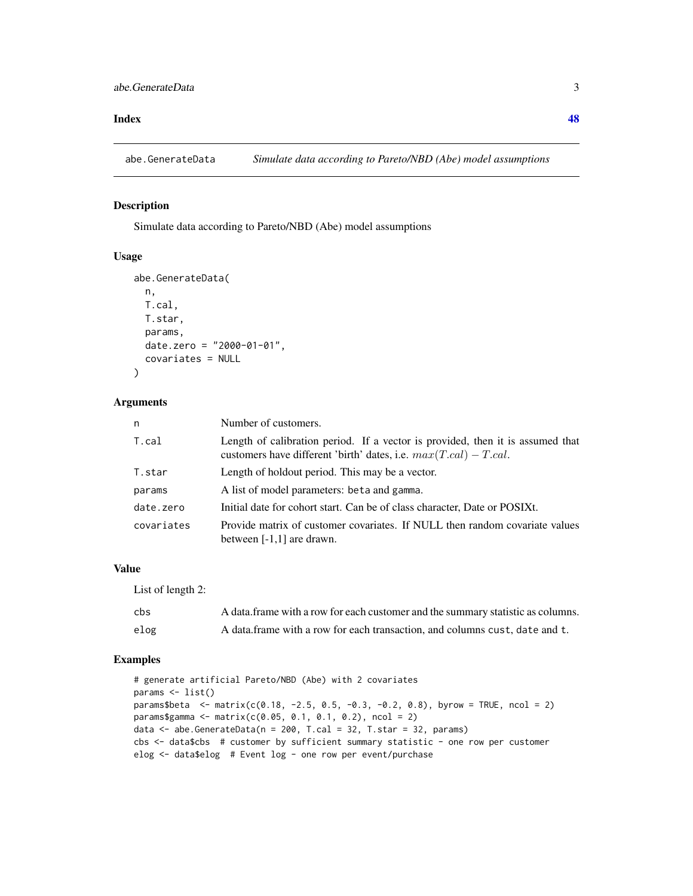**Index** **48**

---

abe.GenerateData *Simulate data according to Pareto/NBD (Abe) model assumptions*

---

## Description

Simulate data according to Pareto/NBD (Abe) model assumptions

## Usage

```
abe.GenerateData(
  n,
  T.cal,
  T.star,
  params,
  date.zero = "2000-01-01",
  covariates = NULL
)
```

## Arguments

| | |
|---|---|
| `n` | Number of customers. |
| `T.cal` | Length of calibration period. If a vector is provided, then it is assumed that customers have different 'birth' dates, i.e. $max(T.cal) - T.cal$. |
| `T.star` | Length of holdout period. This may be a vector. |
| `params` | A list of model parameters: `beta` and `gamma`. |
| `date.zero` | Initial date for cohort start. Can be of class character, Date or POSIXt. |
| `covariates` | Provide matrix of customer covariates. If NULL then random covariate values between [-1,1] are drawn. |

## Value

List of length 2:

| | |
|---|---|
| `cbs` | A data.frame with a row for each customer and the summary statistic as columns. |
| `elog` | A data.frame with a row for each transaction, and columns `cust`, `date` and `t`. |

## Examples

```
# generate artificial Pareto/NBD (Abe) with 2 covariates
params <- list()
params$beta  <- matrix(c(0.18, -2.5, 0.5, -0.3, -0.2, 0.8), byrow = TRUE, ncol = 2)
params$gamma <- matrix(c(0.05, 0.1, 0.1, 0.2), ncol = 2)
data <- abe.GenerateData(n = 200, T.cal = 32, T.star = 32, params)
cbs <- data$cbs  # customer by sufficient summary statistic - one row per customer
elog <- data$elog  # Event log - one row per event/purchase
```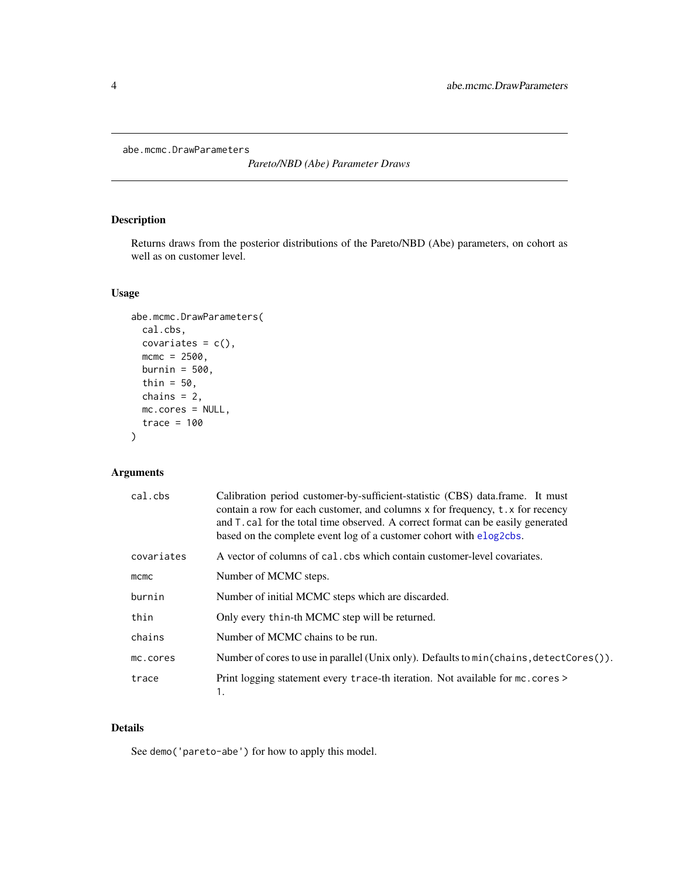abe.mcmc.DrawParameters

*Pareto/NBD (Abe) Parameter Draws*

## Description

Returns draws from the posterior distributions of the Pareto/NBD (Abe) parameters, on cohort as well as on customer level.

## Usage

```
abe.mcmc.DrawParameters(
  cal.cbs,
  covariates = c(),
  mcmc = 2500,
  burnin = 500,
  thin = 50,
  chains = 2,
  mc.cores = NULL,
  trace = 100
)
```

## Arguments

| | |
|---|---|
| `cal.cbs` | Calibration period customer-by-sufficient-statistic (CBS) data.frame. It must contain a row for each customer, and columns `x` for frequency, `t.x` for recency and `T.cal` for the total time observed. A correct format can be easily generated based on the complete event log of a customer cohort with `elog2cbs`. |
| `covariates` | A vector of columns of `cal.cbs` which contain customer-level covariates. |
| `mcmc` | Number of MCMC steps. |
| `burnin` | Number of initial MCMC steps which are discarded. |
| `thin` | Only every `thin`-th MCMC step will be returned. |
| `chains` | Number of MCMC chains to be run. |
| `mc.cores` | Number of cores to use in parallel (Unix only). Defaults to `min(chains,detectCores())`. |
| `trace` | Print logging statement every `trace`-th iteration. Not available for `mc.cores > 1`. |

## Details

See `demo('pareto-abe')` for how to apply this model.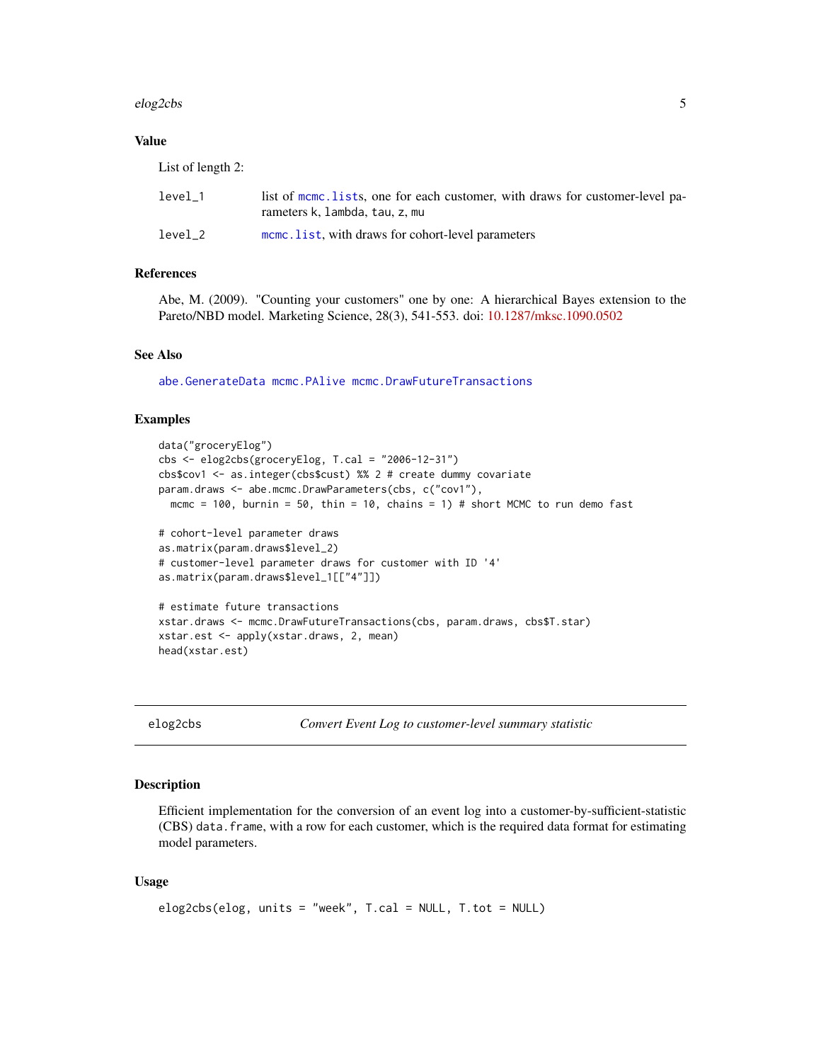### Value

List of length 2:

| | |
|---|---|
| level_1 | list of mcmc.lists, one for each customer, with draws for customer-level parameters k, lambda, tau, z, mu |
| level_2 | mcmc.list, with draws for cohort-level parameters |

### References

Abe, M. (2009). "Counting your customers" one by one: A hierarchical Bayes extension to the Pareto/NBD model. Marketing Science, 28(3), 541-553. doi: 10.1287/mksc.1090.0502

### See Also

abe.GenerateData mcmc.PAlive mcmc.DrawFutureTransactions

### Examples

```
data("groceryElog")
cbs <- elog2cbs(groceryElog, T.cal = "2006-12-31")
cbs$cov1 <- as.integer(cbs$cust) %% 2 # create dummy covariate
param.draws <- abe.mcmc.DrawParameters(cbs, c("cov1"),
  mcmc = 100, burnin = 50, thin = 10, chains = 1) # short MCMC to run demo fast

# cohort-level parameter draws
as.matrix(param.draws$level_2)
# customer-level parameter draws for customer with ID '4'
as.matrix(param.draws$level_1[["4"]])

# estimate future transactions
xstar.draws <- mcmc.DrawFutureTransactions(cbs, param.draws, cbs$T.star)
xstar.est <- apply(xstar.draws, 2, mean)
head(xstar.est)
```

---

## elog2cbs — *Convert Event Log to customer-level summary statistic*

### Description

Efficient implementation for the conversion of an event log into a customer-by-sufficient-statistic (CBS) data.frame, with a row for each customer, which is the required data format for estimating model parameters.

### Usage

```
elog2cbs(elog, units = "week", T.cal = NULL, T.tot = NULL)
```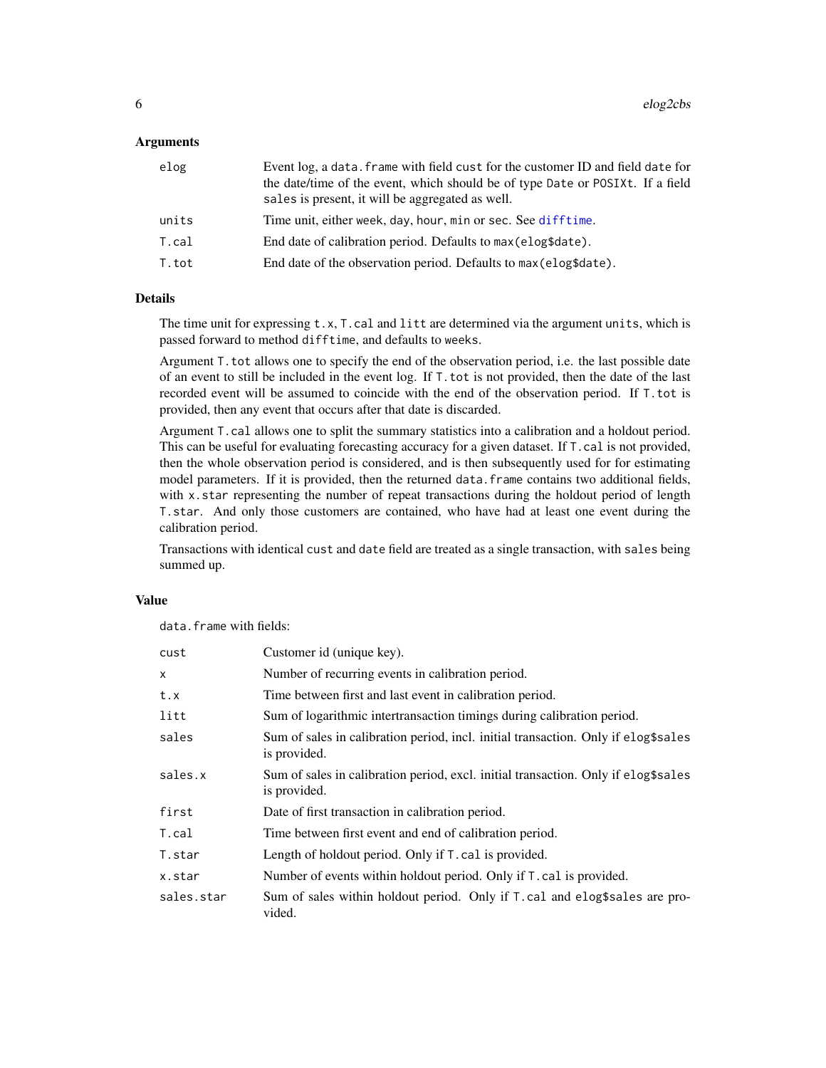## Arguments

| | |
|---|---|
| elog | Event log, a `data.frame` with field `cust` for the customer ID and field `date` for the date/time of the event, which should be of type `Date` or `POSIXt`. If a field `sales` is present, it will be aggregated as well. |
| units | Time unit, either `week`, `day`, `hour`, `min` or `sec`. See `difftime`. |
| T.cal | End date of calibration period. Defaults to `max(elog$date)`. |
| T.tot | End date of the observation period. Defaults to `max(elog$date)`. |

## Details

The time unit for expressing `t.x`, `T.cal` and `litt` are determined via the argument `units`, which is passed forward to method `difftime`, and defaults to `weeks`.

Argument `T.tot` allows one to specify the end of the observation period, i.e. the last possible date of an event to still be included in the event log. If `T.tot` is not provided, then the date of the last recorded event will be assumed to coincide with the end of the observation period. If `T.tot` is provided, then any event that occurs after that date is discarded.

Argument `T.cal` allows one to split the summary statistics into a calibration and a holdout period. This can be useful for evaluating forecasting accuracy for a given dataset. If `T.cal` is not provided, then the whole observation period is considered, and is then subsequently used for for estimating model parameters. If it is provided, then the returned `data.frame` contains two additional fields, with `x.star` representing the number of repeat transactions during the holdout period of length `T.star`. And only those customers are contained, who have had at least one event during the calibration period.

Transactions with identical `cust` and `date` field are treated as a single transaction, with `sales` being summed up.

## Value

`data.frame` with fields:

| | |
|---|---|
| cust | Customer id (unique key). |
| x | Number of recurring events in calibration period. |
| t.x | Time between first and last event in calibration period. |
| litt | Sum of logarithmic intertransaction timings during calibration period. |
| sales | Sum of sales in calibration period, incl. initial transaction. Only if `elog$sales` is provided. |
| sales.x | Sum of sales in calibration period, excl. initial transaction. Only if `elog$sales` is provided. |
| first | Date of first transaction in calibration period. |
| T.cal | Time between first event and end of calibration period. |
| T.star | Length of holdout period. Only if `T.cal` is provided. |
| x.star | Number of events within holdout period. Only if `T.cal` is provided. |
| sales.star | Sum of sales within holdout period. Only if `T.cal` and `elog$sales` are provided. |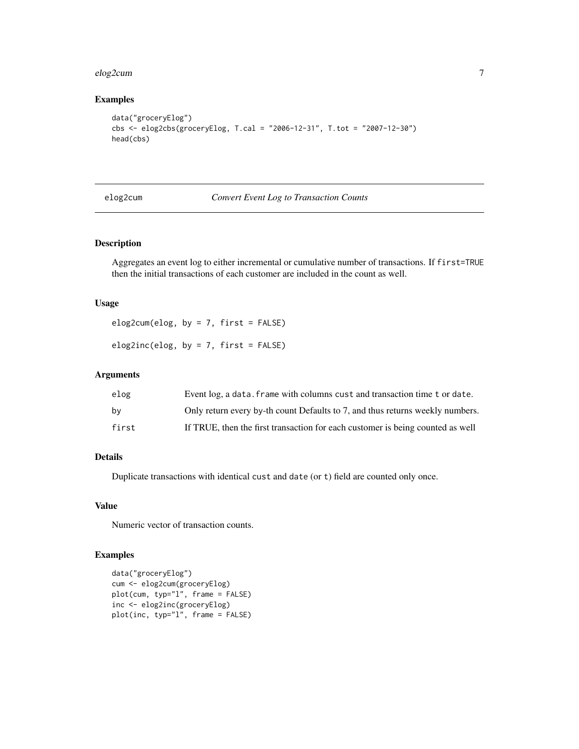## Examples

```
data("groceryElog")
cbs <- elog2cbs(groceryElog, T.cal = "2006-12-31", T.tot = "2007-12-30")
head(cbs)
```

---

## elog2cum — *Convert Event Log to Transaction Counts*

### Description

Aggregates an event log to either incremental or cumulative number of transactions. If `first=TRUE` then the initial transactions of each customer are included in the count as well.

### Usage

```
elog2cum(elog, by = 7, first = FALSE)

elog2inc(elog, by = 7, first = FALSE)
```

### Arguments

| | |
|---|---|
| elog | Event log, a `data.frame` with columns `cust` and transaction time `t` or `date`. |
| by | Only return every by-th count Defaults to 7, and thus returns weekly numbers. |
| first | If TRUE, then the first transaction for each customer is being counted as well |

### Details

Duplicate transactions with identical `cust` and `date` (or `t`) field are counted only once.

### Value

Numeric vector of transaction counts.

### Examples

```
data("groceryElog")
cum <- elog2cum(groceryElog)
plot(cum, typ="l", frame = FALSE)
inc <- elog2inc(groceryElog)
plot(inc, typ="l", frame = FALSE)
```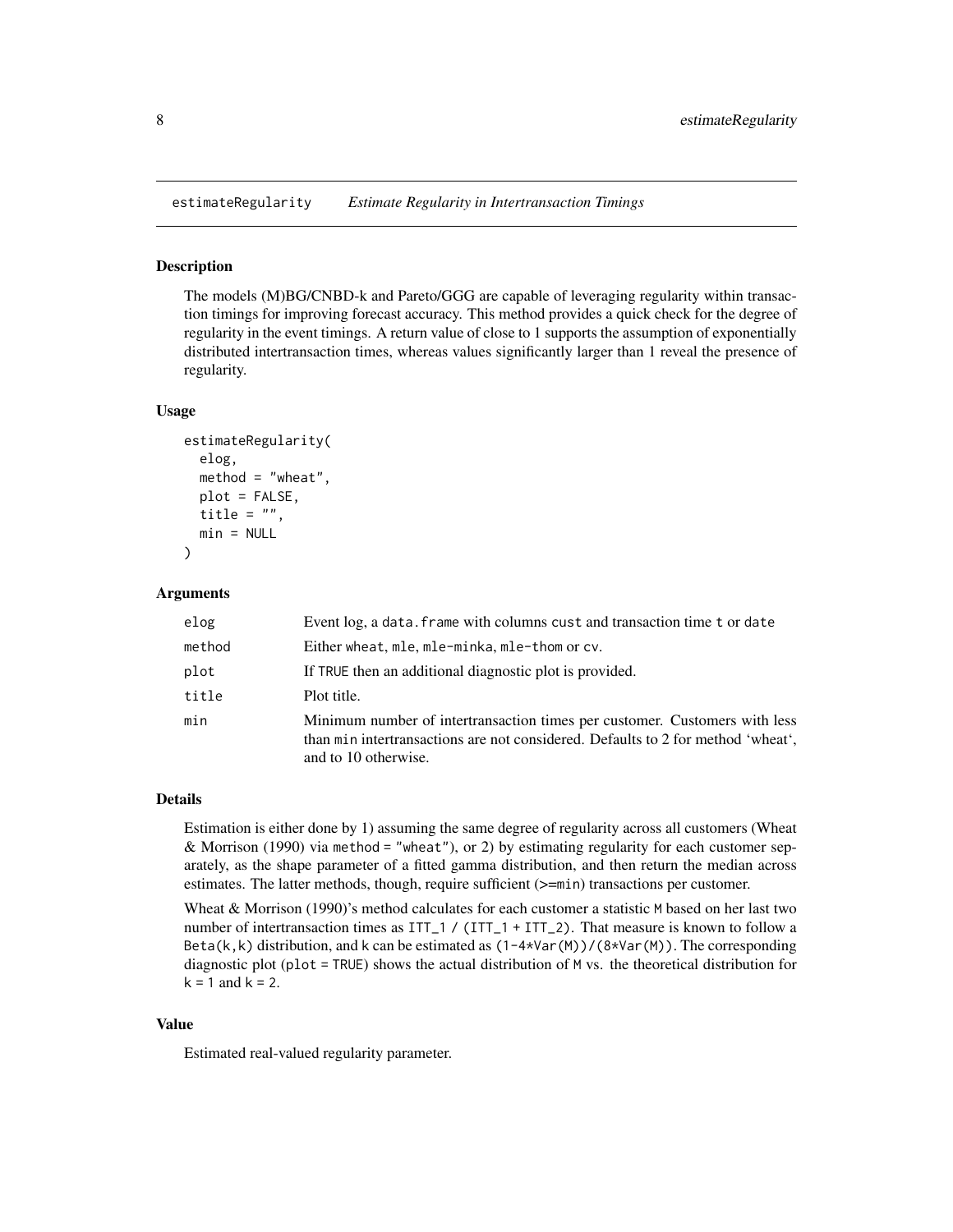estimateRegularity *Estimate Regularity in Intertransaction Timings*

## Description

The models (M)BG/CNBD-k and Pareto/GGG are capable of leveraging regularity within transaction timings for improving forecast accuracy. This method provides a quick check for the degree of regularity in the event timings. A return value of close to 1 supports the assumption of exponentially distributed intertransaction times, whereas values significantly larger than 1 reveal the presence of regularity.

## Usage

```
estimateRegularity(
  elog,
  method = "wheat",
  plot = FALSE,
  title = "",
  min = NULL
)
```

## Arguments

| | |
|---|---|
| elog | Event log, a `data.frame` with columns `cust` and transaction time `t` or `date` |
| method | Either `wheat`, `mle`, `mle-minka`, `mle-thom` or `cv`. |
| plot | If `TRUE` then an additional diagnostic plot is provided. |
| title | Plot title. |
| min | Minimum number of intertransaction times per customer. Customers with less than `min` intertransactions are not considered. Defaults to 2 for method 'wheat', and to 10 otherwise. |

## Details

Estimation is either done by 1) assuming the same degree of regularity across all customers (Wheat & Morrison (1990) via `method = "wheat"`), or 2) by estimating regularity for each customer separately, as the shape parameter of a fitted gamma distribution, and then return the median across estimates. The latter methods, though, require sufficient (>=`min`) transactions per customer.

Wheat & Morrison (1990)'s method calculates for each customer a statistic `M` based on her last two number of intertransaction times as `ITT_1 / (ITT_1 + ITT_2)`. That measure is known to follow a `Beta(k,k)` distribution, and `k` can be estimated as `(1-4*Var(M))/(8*Var(M))`. The corresponding diagnostic plot (`plot = TRUE`) shows the actual distribution of `M` vs. the theoretical distribution for `k = 1` and `k = 2`.

## Value

Estimated real-valued regularity parameter.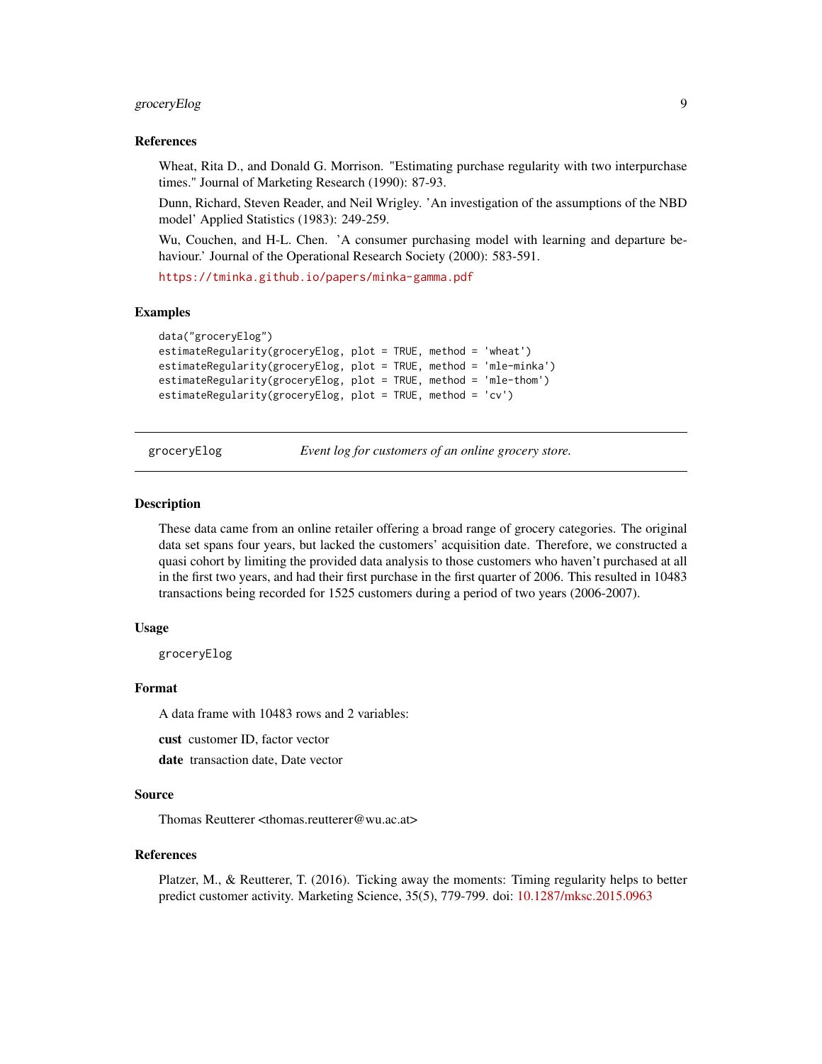### References

Wheat, Rita D., and Donald G. Morrison. "Estimating purchase regularity with two interpurchase times." Journal of Marketing Research (1990): 87-93.

Dunn, Richard, Steven Reader, and Neil Wrigley. 'An investigation of the assumptions of the NBD model' Applied Statistics (1983): 249-259.

Wu, Couchen, and H-L. Chen. 'A consumer purchasing model with learning and departure behaviour.' Journal of the Operational Research Society (2000): 583-591.

https://tminka.github.io/papers/minka-gamma.pdf

### Examples

```
data("groceryElog")
estimateRegularity(groceryElog, plot = TRUE, method = 'wheat')
estimateRegularity(groceryElog, plot = TRUE, method = 'mle-minka')
estimateRegularity(groceryElog, plot = TRUE, method = 'mle-thom')
estimateRegularity(groceryElog, plot = TRUE, method = 'cv')
```

---

## groceryElog — *Event log for customers of an online grocery store.*

### Description

These data came from an online retailer offering a broad range of grocery categories. The original data set spans four years, but lacked the customers' acquisition date. Therefore, we constructed a quasi cohort by limiting the provided data analysis to those customers who haven't purchased at all in the first two years, and had their first purchase in the first quarter of 2006. This resulted in 10483 transactions being recorded for 1525 customers during a period of two years (2006-2007).

### Usage

```
groceryElog
```

### Format

A data frame with 10483 rows and 2 variables:

**cust** customer ID, factor vector

**date** transaction date, Date vector

### Source

Thomas Reutterer <thomas.reutterer@wu.ac.at>

### References

Platzer, M., & Reutterer, T. (2016). Ticking away the moments: Timing regularity helps to better predict customer activity. Marketing Science, 35(5), 779-799. doi: 10.1287/mksc.2015.0963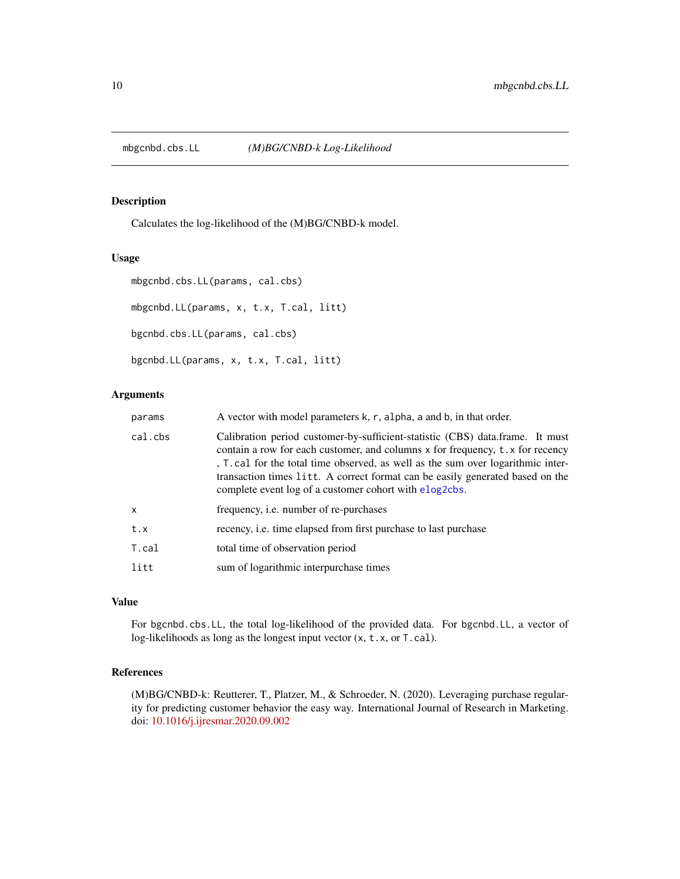mbgcnbd.cbs.LL *(M)BG/CNBD-k Log-Likelihood*

## Description

Calculates the log-likelihood of the (M)BG/CNBD-k model.

## Usage

```
mbgcnbd.cbs.LL(params, cal.cbs)

mbgcnbd.LL(params, x, t.x, T.cal, litt)

bgcnbd.cbs.LL(params, cal.cbs)

bgcnbd.LL(params, x, t.x, T.cal, litt)
```

## Arguments

| | |
|---|---|
| `params` | A vector with model parameters `k`, `r`, `alpha`, `a` and `b`, in that order. |
| `cal.cbs` | Calibration period customer-by-sufficient-statistic (CBS) data.frame. It must contain a row for each customer, and columns `x` for frequency, `t.x` for recency , `T.cal` for the total time observed, as well as the sum over logarithmic intertransaction times `litt`. A correct format can be easily generated based on the complete event log of a customer cohort with `elog2cbs`. |
| `x` | frequency, i.e. number of re-purchases |
| `t.x` | recency, i.e. time elapsed from first purchase to last purchase |
| `T.cal` | total time of observation period |
| `litt` | sum of logarithmic interpurchase times |

## Value

For `bgcnbd.cbs.LL`, the total log-likelihood of the provided data. For `bgcnbd.LL`, a vector of log-likelihoods as long as the longest input vector (`x`, `t.x`, or `T.cal`).

## References

(M)BG/CNBD-k: Reutterer, T., Platzer, M., & Schroeder, N. (2020). Leveraging purchase regularity for predicting customer behavior the easy way. International Journal of Research in Marketing. doi: 10.1016/j.ijresmar.2020.09.002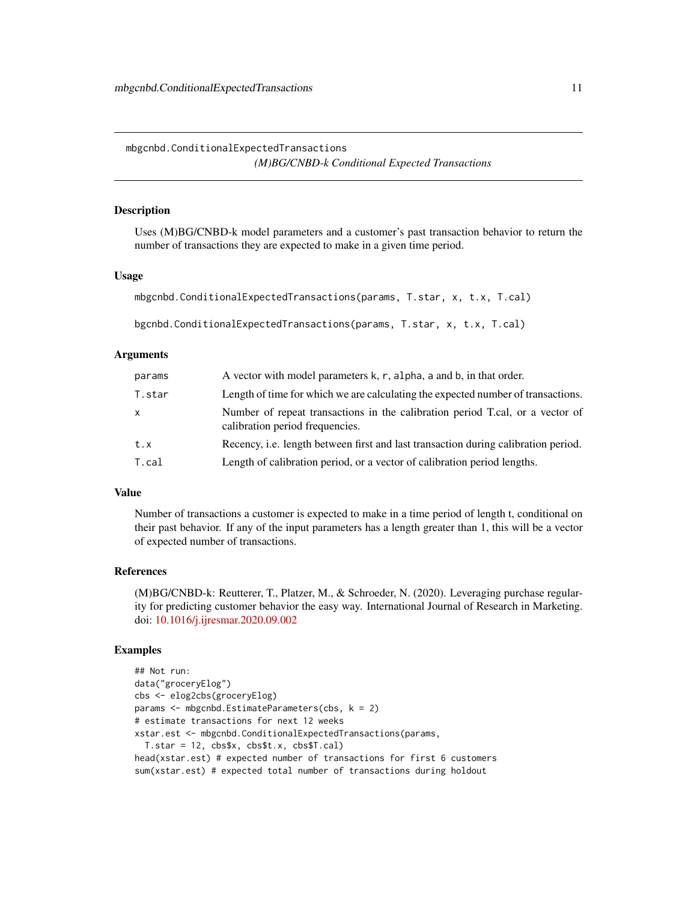mbgcnbd.ConditionalExpectedTransactions

*(M)BG/CNBD-k Conditional Expected Transactions*

## Description

Uses (M)BG/CNBD-k model parameters and a customer's past transaction behavior to return the number of transactions they are expected to make in a given time period.

## Usage

```
mbgcnbd.ConditionalExpectedTransactions(params, T.star, x, t.x, T.cal)

bgcnbd.ConditionalExpectedTransactions(params, T.star, x, t.x, T.cal)
```

## Arguments

| | |
|---|---|
| params | A vector with model parameters k, r, alpha, a and b, in that order. |
| T.star | Length of time for which we are calculating the expected number of transactions. |
| x | Number of repeat transactions in the calibration period T.cal, or a vector of calibration period frequencies. |
| t.x | Recency, i.e. length between first and last transaction during calibration period. |
| T.cal | Length of calibration period, or a vector of calibration period lengths. |

## Value

Number of transactions a customer is expected to make in a time period of length t, conditional on their past behavior. If any of the input parameters has a length greater than 1, this will be a vector of expected number of transactions.

## References

(M)BG/CNBD-k: Reutterer, T., Platzer, M., & Schroeder, N. (2020). Leveraging purchase regularity for predicting customer behavior the easy way. International Journal of Research in Marketing. doi: 10.1016/j.ijresmar.2020.09.002

## Examples

```
## Not run:
data("groceryElog")
cbs <- elog2cbs(groceryElog)
params <- mbgcnbd.EstimateParameters(cbs, k = 2)
# estimate transactions for next 12 weeks
xstar.est <- mbgcnbd.ConditionalExpectedTransactions(params,
  T.star = 12, cbs$x, cbs$t.x, cbs$T.cal)
head(xstar.est) # expected number of transactions for first 6 customers
sum(xstar.est) # expected total number of transactions during holdout
```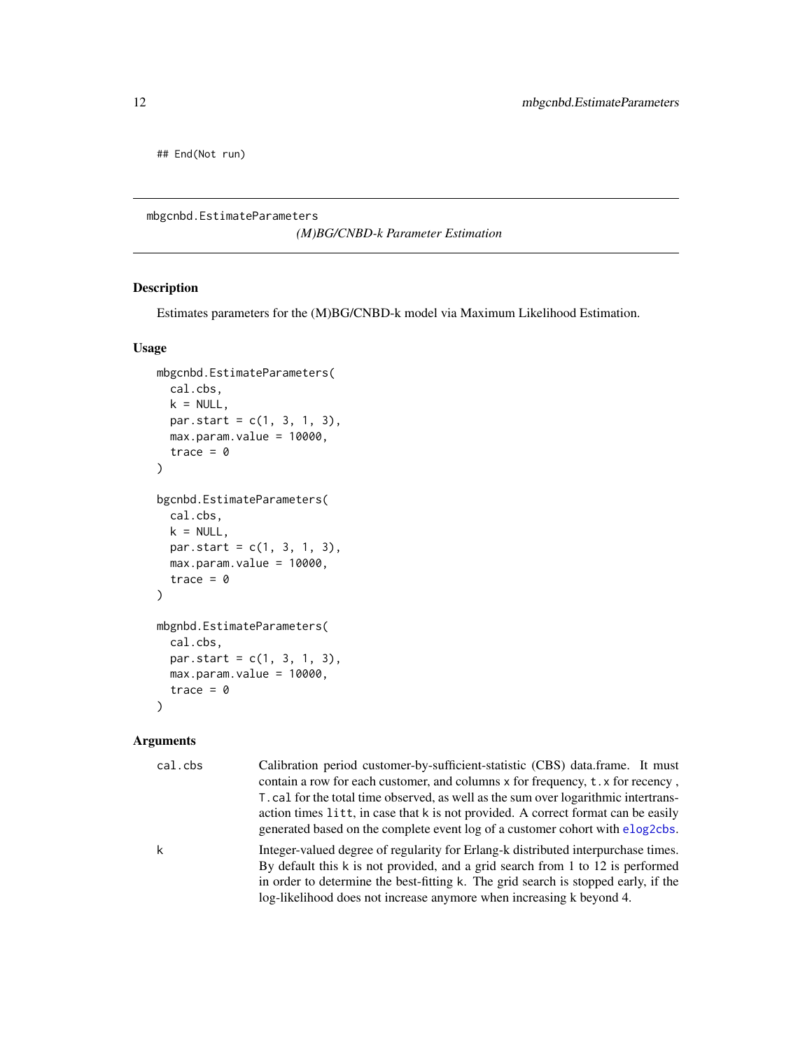```
## End(Not run)
```

## mbgcnbd.EstimateParameters

*(M)BG/CNBD-k Parameter Estimation*

### Description

Estimates parameters for the (M)BG/CNBD-k model via Maximum Likelihood Estimation.

### Usage

```
mbgcnbd.EstimateParameters(
  cal.cbs,
  k = NULL,
  par.start = c(1, 3, 1, 3),
  max.param.value = 10000,
  trace = 0
)

bgcnbd.EstimateParameters(
  cal.cbs,
  k = NULL,
  par.start = c(1, 3, 1, 3),
  max.param.value = 10000,
  trace = 0
)

mbgnbd.EstimateParameters(
  cal.cbs,
  par.start = c(1, 3, 1, 3),
  max.param.value = 10000,
  trace = 0
)
```

### Arguments

| | |
|---|---|
| `cal.cbs` | Calibration period customer-by-sufficient-statistic (CBS) data.frame. It must contain a row for each customer, and columns `x` for frequency, `t.x` for recency , `T.cal` for the total time observed, as well as the sum over logarithmic intertransaction times `litt`, in case that `k` is not provided. A correct format can be easily generated based on the complete event log of a customer cohort with `elog2cbs`. |
| `k` | Integer-valued degree of regularity for Erlang-k distributed interpurchase times. By default this `k` is not provided, and a grid search from 1 to 12 is performed in order to determine the best-fitting `k`. The grid search is stopped early, if the log-likelihood does not increase anymore when increasing `k` beyond 4. |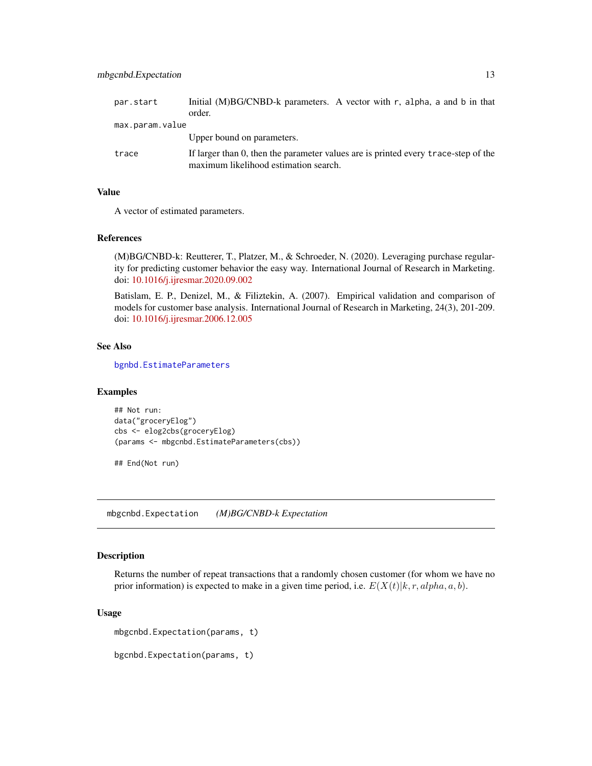| | |
|---|---|
| par.start | Initial (M)BG/CNBD-k parameters. A vector with r, alpha, a and b in that order. |
| max.param.value | Upper bound on parameters. |
| trace | If larger than 0, then the parameter values are is printed every trace-step of the maximum likelihood estimation search. |

### Value

A vector of estimated parameters.

### References

(M)BG/CNBD-k: Reutterer, T., Platzer, M., & Schroeder, N. (2020). Leveraging purchase regularity for predicting customer behavior the easy way. International Journal of Research in Marketing. doi: 10.1016/j.ijresmar.2020.09.002

Batislam, E. P., Denizel, M., & Filiztekin, A. (2007). Empirical validation and comparison of models for customer base analysis. International Journal of Research in Marketing, 24(3), 201-209. doi: 10.1016/j.ijresmar.2006.12.005

### See Also

bgnbd.EstimateParameters

### Examples

```
## Not run:
data("groceryElog")
cbs <- elog2cbs(groceryElog)
(params <- mbgcnbd.EstimateParameters(cbs))

## End(Not run)
```

---

## mbgcnbd.Expectation    *(M)BG/CNBD-k Expectation*

### Description

Returns the number of repeat transactions that a randomly chosen customer (for whom we have no prior information) is expected to make in a given time period, i.e. $E(X(t)|k, r, alpha, a, b)$.

### Usage

```
mbgcnbd.Expectation(params, t)

bgcnbd.Expectation(params, t)
```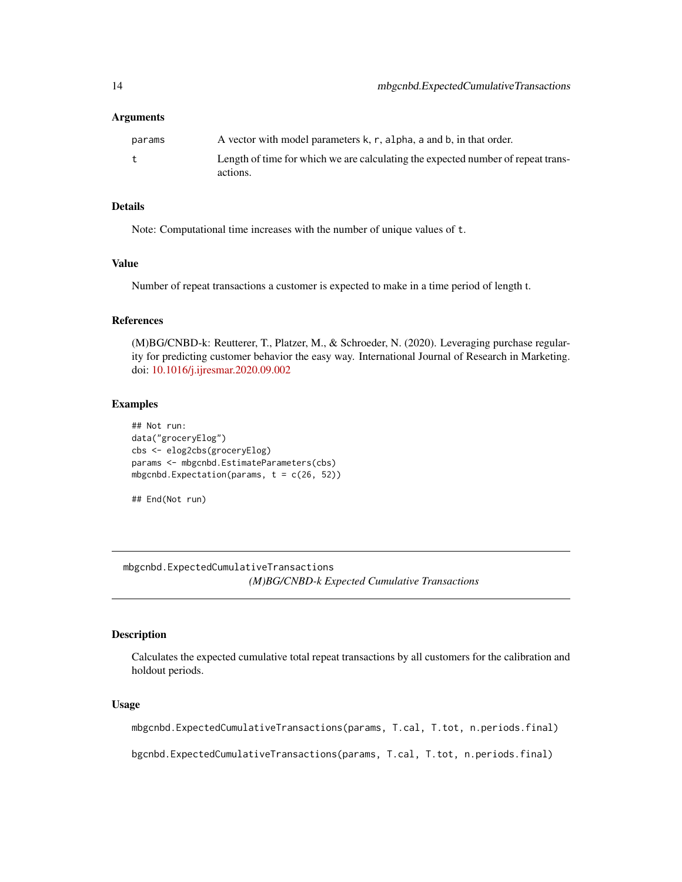### Arguments

| | |
|---|---|
| `params` | A vector with model parameters `k`, `r`, `alpha`, `a` and `b`, in that order. |
| `t` | Length of time for which we are calculating the expected number of repeat transactions. |

### Details

Note: Computational time increases with the number of unique values of `t`.

### Value

Number of repeat transactions a customer is expected to make in a time period of length t.

### References

(M)BG/CNBD-k: Reutterer, T., Platzer, M., & Schroeder, N. (2020). Leveraging purchase regularity for predicting customer behavior the easy way. International Journal of Research in Marketing. doi: 10.1016/j.ijresmar.2020.09.002

### Examples

```
## Not run:
data("groceryElog")
cbs <- elog2cbs(groceryElog)
params <- mbgcnbd.EstimateParameters(cbs)
mbgcnbd.Expectation(params, t = c(26, 52))

## End(Not run)
```

---

## mbgcnbd.ExpectedCumulativeTransactions

*(M)BG/CNBD-k Expected Cumulative Transactions*

### Description

Calculates the expected cumulative total repeat transactions by all customers for the calibration and holdout periods.

### Usage

```
mbgcnbd.ExpectedCumulativeTransactions(params, T.cal, T.tot, n.periods.final)

bgcnbd.ExpectedCumulativeTransactions(params, T.cal, T.tot, n.periods.final)
```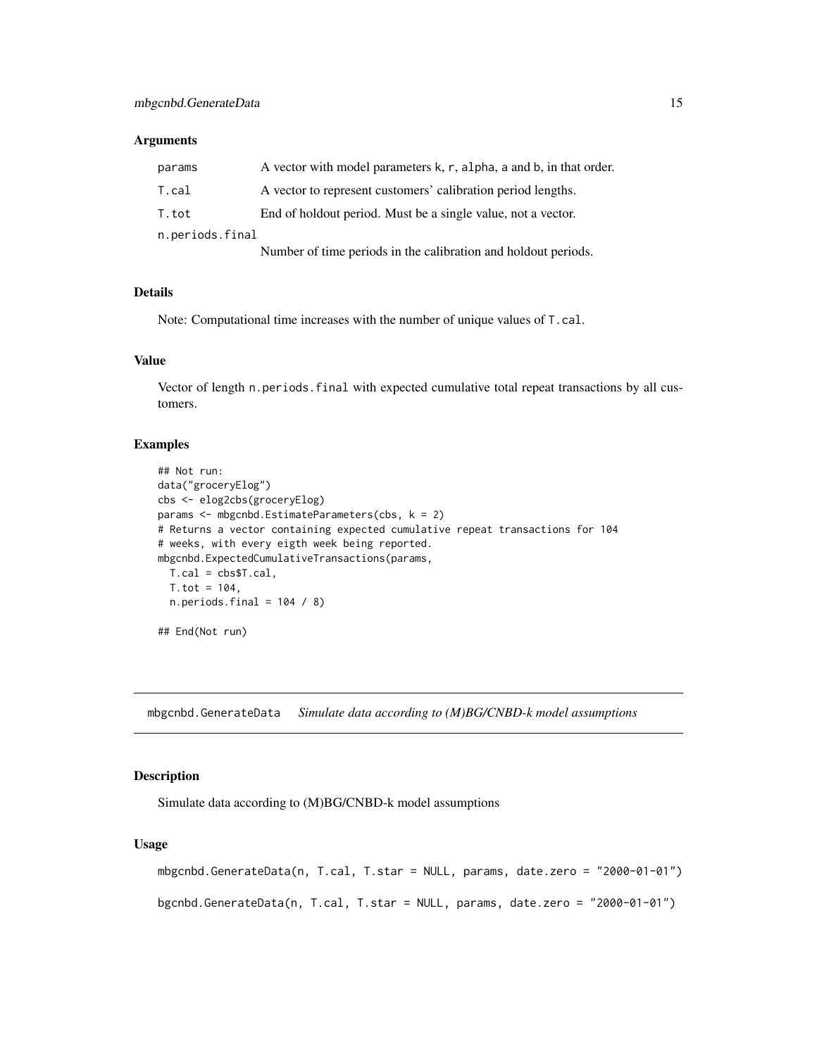### Arguments

| | |
|---|---|
| params | A vector with model parameters k, r, alpha, a and b, in that order. |
| T.cal | A vector to represent customers' calibration period lengths. |
| T.tot | End of holdout period. Must be a single value, not a vector. |
| n.periods.final | Number of time periods in the calibration and holdout periods. |

### Details

Note: Computational time increases with the number of unique values of T.cal.

### Value

Vector of length n.periods.final with expected cumulative total repeat transactions by all customers.

### Examples

```
## Not run:
data("groceryElog")
cbs <- elog2cbs(groceryElog)
params <- mbgcnbd.EstimateParameters(cbs, k = 2)
# Returns a vector containing expected cumulative repeat transactions for 104
# weeks, with every eigth week being reported.
mbgcnbd.ExpectedCumulativeTransactions(params,
  T.cal = cbs$T.cal,
  T.tot = 104,
  n.periods.final = 104 / 8)

## End(Not run)
```

---

## mbgcnbd.GenerateData *Simulate data according to (M)BG/CNBD-k model assumptions*

### Description

Simulate data according to (M)BG/CNBD-k model assumptions

### Usage

```
mbgcnbd.GenerateData(n, T.cal, T.star = NULL, params, date.zero = "2000-01-01")

bgcnbd.GenerateData(n, T.cal, T.star = NULL, params, date.zero = "2000-01-01")
```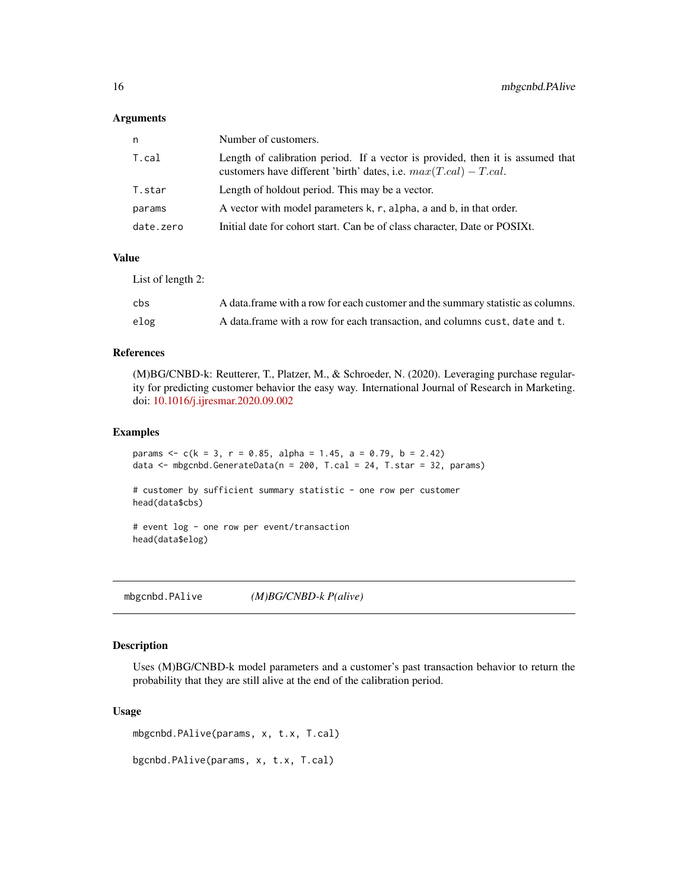### Arguments

| | |
|---|---|
| n | Number of customers. |
| T.cal | Length of calibration period. If a vector is provided, then it is assumed that customers have different 'birth' dates, i.e. $max(T.cal) - T.cal$. |
| T.star | Length of holdout period. This may be a vector. |
| params | A vector with model parameters k, r, alpha, a and b, in that order. |
| date.zero | Initial date for cohort start. Can be of class character, Date or POSIXt. |

### Value

List of length 2:

| | |
|---|---|
| cbs | A data.frame with a row for each customer and the summary statistic as columns. |
| elog | A data.frame with a row for each transaction, and columns cust, date and t. |

### References

(M)BG/CNBD-k: Reutterer, T., Platzer, M., & Schroeder, N. (2020). Leveraging purchase regularity for predicting customer behavior the easy way. International Journal of Research in Marketing. doi: 10.1016/j.ijresmar.2020.09.002

### Examples

```
params <- c(k = 3, r = 0.85, alpha = 1.45, a = 0.79, b = 2.42)
data <- mbgcnbd.GenerateData(n = 200, T.cal = 24, T.star = 32, params)

# customer by sufficient summary statistic - one row per customer
head(data$cbs)

# event log - one row per event/transaction
head(data$elog)
```

---

## mbgcnbd.PAlive &nbsp;&nbsp;&nbsp; *(M)BG/CNBD-k P(alive)*

### Description

Uses (M)BG/CNBD-k model parameters and a customer's past transaction behavior to return the probability that they are still alive at the end of the calibration period.

### Usage

```
mbgcnbd.PAlive(params, x, t.x, T.cal)

bgcnbd.PAlive(params, x, t.x, T.cal)
```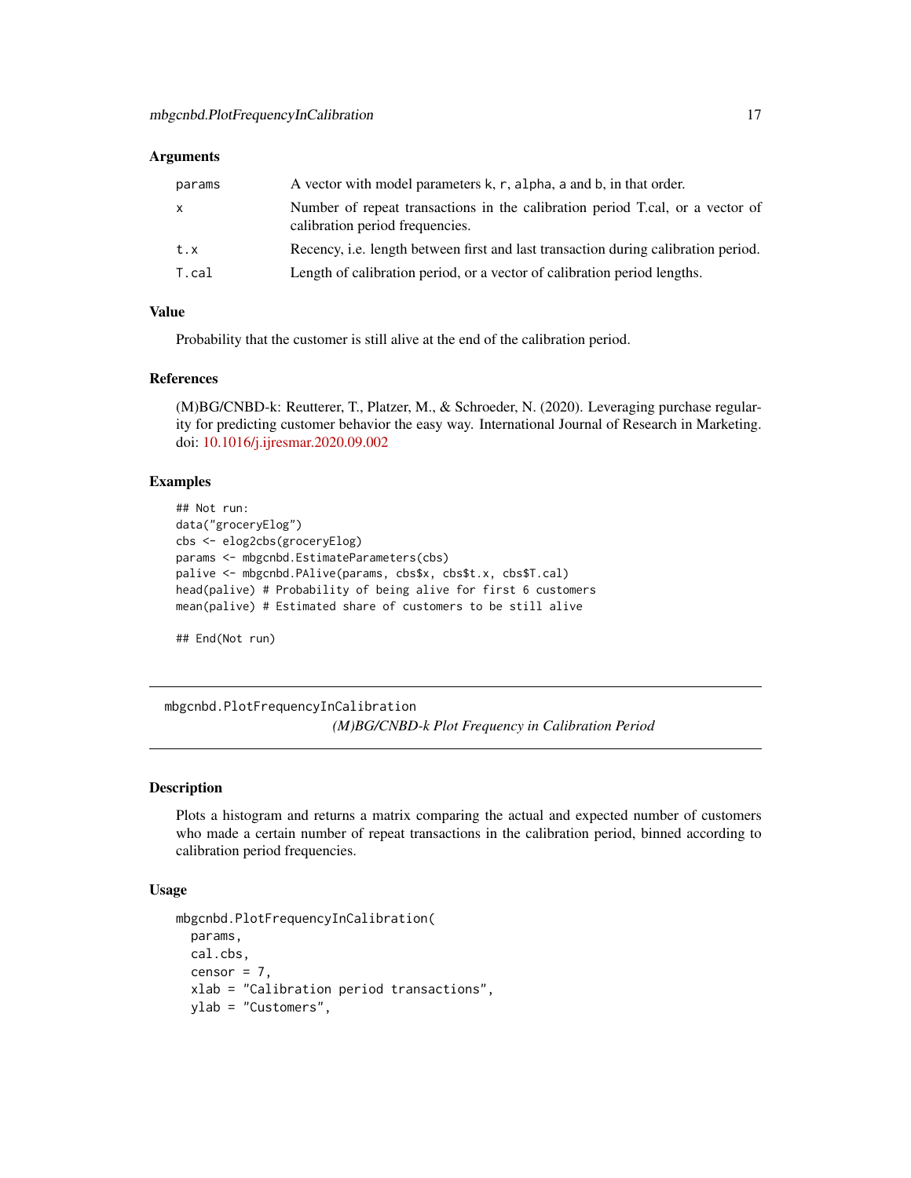### Arguments

| | |
|---|---|
| params | A vector with model parameters k, r, alpha, a and b, in that order. |
| x | Number of repeat transactions in the calibration period T.cal, or a vector of calibration period frequencies. |
| t.x | Recency, i.e. length between first and last transaction during calibration period. |
| T.cal | Length of calibration period, or a vector of calibration period lengths. |

### Value

Probability that the customer is still alive at the end of the calibration period.

### References

(M)BG/CNBD-k: Reutterer, T., Platzer, M., & Schroeder, N. (2020). Leveraging purchase regularity for predicting customer behavior the easy way. International Journal of Research in Marketing. doi: 10.1016/j.ijresmar.2020.09.002

### Examples

```
## Not run:
data("groceryElog")
cbs <- elog2cbs(groceryElog)
params <- mbgcnbd.EstimateParameters(cbs)
palive <- mbgcnbd.PAlive(params, cbs$x, cbs$t.x, cbs$T.cal)
head(palive) # Probability of being alive for first 6 customers
mean(palive) # Estimated share of customers to be still alive

## End(Not run)
```

---

## mbgcnbd.PlotFrequencyInCalibration

*(M)BG/CNBD-k Plot Frequency in Calibration Period*

### Description

Plots a histogram and returns a matrix comparing the actual and expected number of customers who made a certain number of repeat transactions in the calibration period, binned according to calibration period frequencies.

### Usage

```
mbgcnbd.PlotFrequencyInCalibration(
  params,
  cal.cbs,
  censor = 7,
  xlab = "Calibration period transactions",
  ylab = "Customers",
```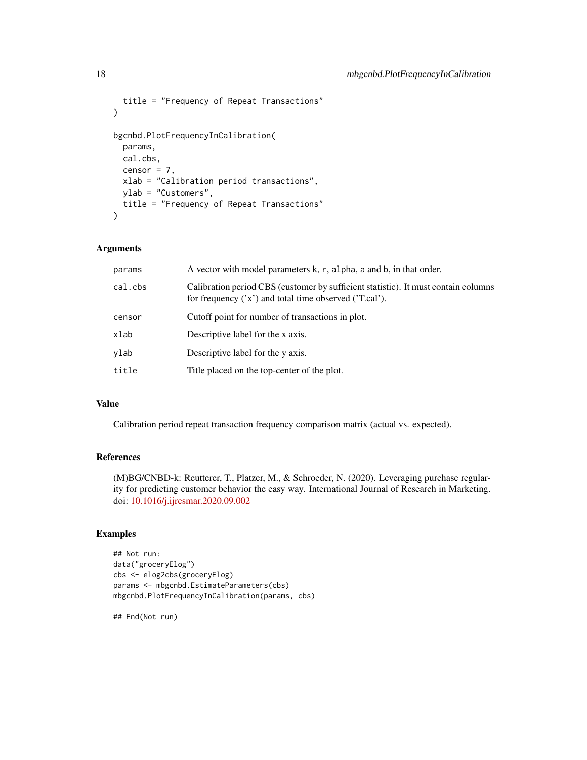```
  title = "Frequency of Repeat Transactions"
)

bgcnbd.PlotFrequencyInCalibration(
  params,
  cal.cbs,
  censor = 7,
  xlab = "Calibration period transactions",
  ylab = "Customers",
  title = "Frequency of Repeat Transactions"
)
```

### Arguments

| | |
|---|---|
| `params` | A vector with model parameters `k`, `r`, `alpha`, `a` and `b`, in that order. |
| `cal.cbs` | Calibration period CBS (customer by sufficient statistic). It must contain columns for frequency ('x') and total time observed ('T.cal'). |
| `censor` | Cutoff point for number of transactions in plot. |
| `xlab` | Descriptive label for the x axis. |
| `ylab` | Descriptive label for the y axis. |
| `title` | Title placed on the top-center of the plot. |

### Value

Calibration period repeat transaction frequency comparison matrix (actual vs. expected).

### References

(M)BG/CNBD-k: Reutterer, T., Platzer, M., & Schroeder, N. (2020). Leveraging purchase regularity for predicting customer behavior the easy way. International Journal of Research in Marketing. doi: 10.1016/j.ijresmar.2020.09.002

### Examples

```
## Not run:
data("groceryElog")
cbs <- elog2cbs(groceryElog)
params <- mbgcnbd.EstimateParameters(cbs)
mbgcnbd.PlotFrequencyInCalibration(params, cbs)

## End(Not run)
```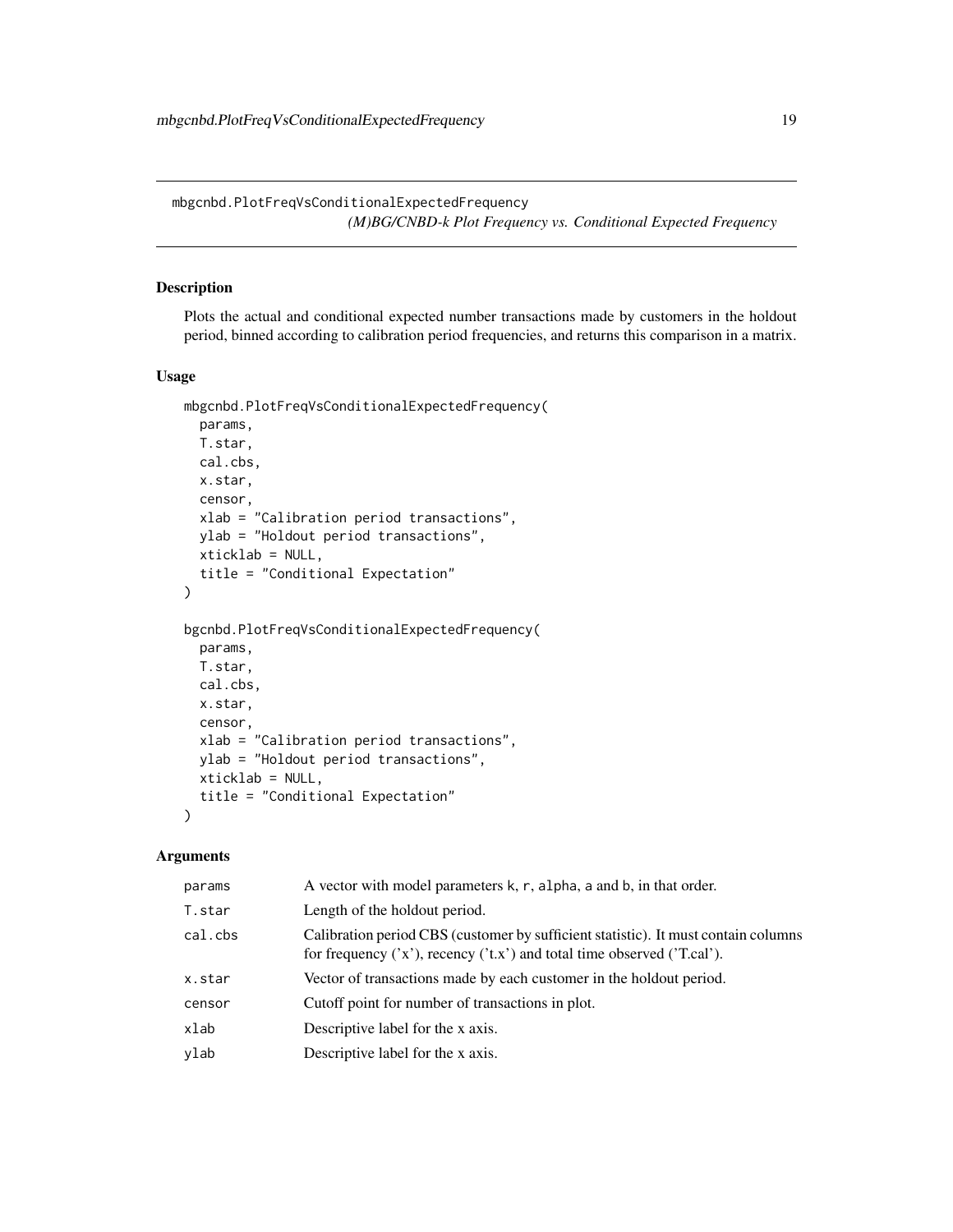mbgcnbd.PlotFreqVsConditionalExpectedFrequency
*(M)BG/CNBD-k Plot Frequency vs. Conditional Expected Frequency*

## Description

Plots the actual and conditional expected number transactions made by customers in the holdout period, binned according to calibration period frequencies, and returns this comparison in a matrix.

## Usage

```
mbgcnbd.PlotFreqVsConditionalExpectedFrequency(
  params,
  T.star,
  cal.cbs,
  x.star,
  censor,
  xlab = "Calibration period transactions",
  ylab = "Holdout period transactions",
  xticklab = NULL,
  title = "Conditional Expectation"
)

bgcnbd.PlotFreqVsConditionalExpectedFrequency(
  params,
  T.star,
  cal.cbs,
  x.star,
  censor,
  xlab = "Calibration period transactions",
  ylab = "Holdout period transactions",
  xticklab = NULL,
  title = "Conditional Expectation"
)
```

## Arguments

| | |
|---|---|
| `params` | A vector with model parameters `k`, `r`, `alpha`, `a` and `b`, in that order. |
| `T.star` | Length of the holdout period. |
| `cal.cbs` | Calibration period CBS (customer by sufficient statistic). It must contain columns for frequency ('x'), recency ('t.x') and total time observed ('T.cal'). |
| `x.star` | Vector of transactions made by each customer in the holdout period. |
| `censor` | Cutoff point for number of transactions in plot. |
| `xlab` | Descriptive label for the x axis. |
| `ylab` | Descriptive label for the x axis. |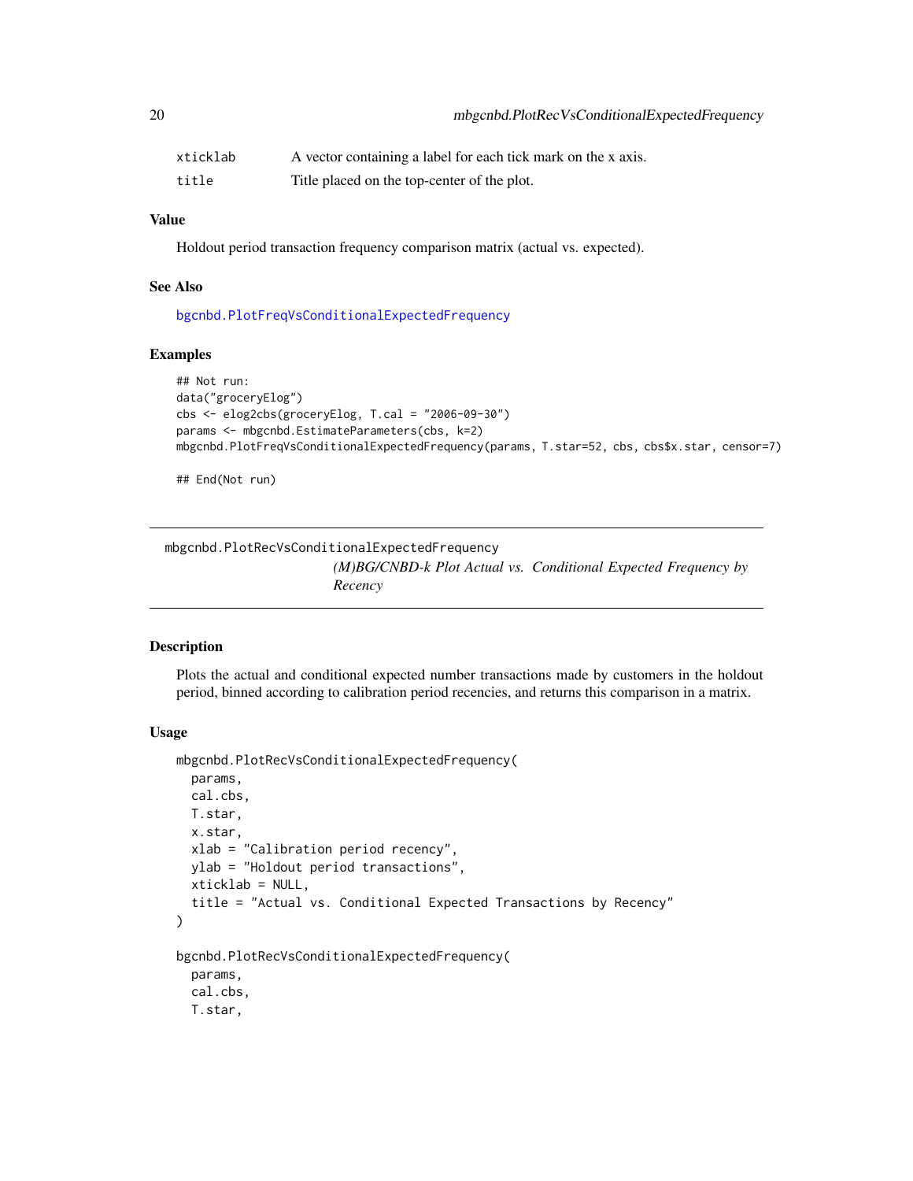| | |
|---|---|
| xticklab | A vector containing a label for each tick mark on the x axis. |
| title | Title placed on the top-center of the plot. |

### Value

Holdout period transaction frequency comparison matrix (actual vs. expected).

### See Also

bgcnbd.PlotFreqVsConditionalExpectedFrequency

### Examples

```
## Not run:
data("groceryElog")
cbs <- elog2cbs(groceryElog, T.cal = "2006-09-30")
params <- mbgcnbd.EstimateParameters(cbs, k=2)
mbgcnbd.PlotFreqVsConditionalExpectedFrequency(params, T.star=52, cbs, cbs$x.star, censor=7)

## End(Not run)
```

---

## mbgcnbd.PlotRecVsConditionalExpectedFrequency

*(M)BG/CNBD-k Plot Actual vs. Conditional Expected Frequency by Recency*

---

### Description

Plots the actual and conditional expected number transactions made by customers in the holdout period, binned according to calibration period recencies, and returns this comparison in a matrix.

### Usage

```
mbgcnbd.PlotRecVsConditionalExpectedFrequency(
  params,
  cal.cbs,
  T.star,
  x.star,
  xlab = "Calibration period recency",
  ylab = "Holdout period transactions",
  xticklab = NULL,
  title = "Actual vs. Conditional Expected Transactions by Recency"
)

bgcnbd.PlotRecVsConditionalExpectedFrequency(
  params,
  cal.cbs,
  T.star,
```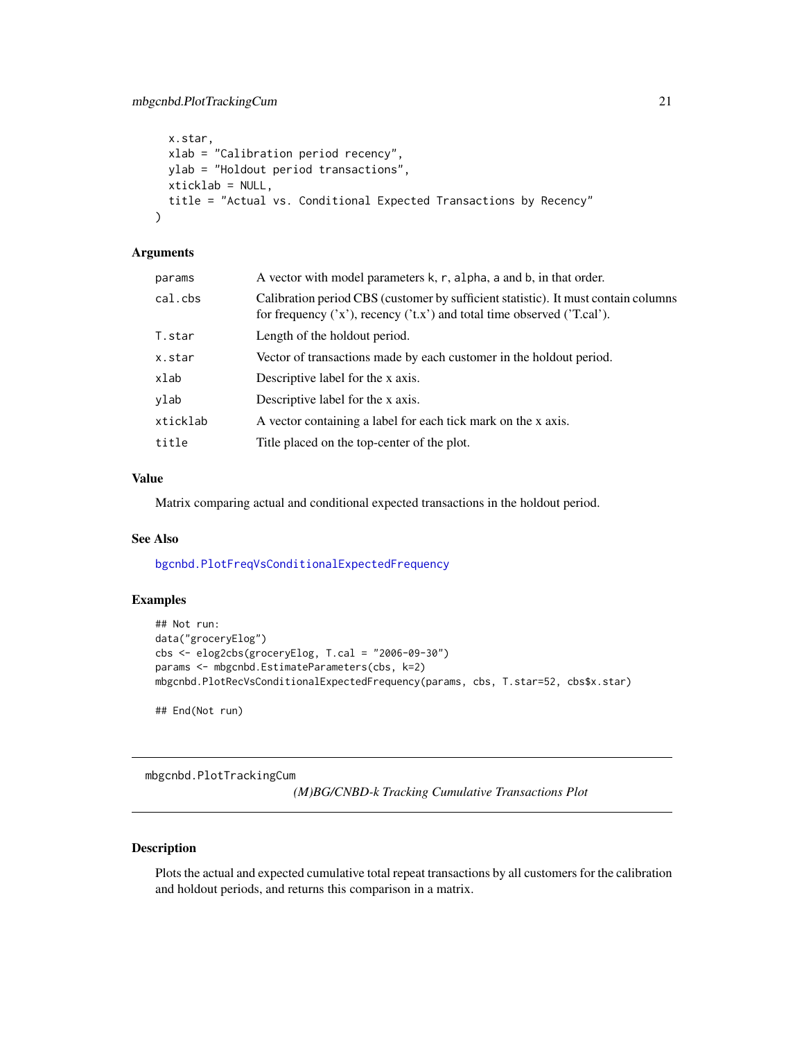```
  x.star,
  xlab = "Calibration period recency",
  ylab = "Holdout period transactions",
  xticklab = NULL,
  title = "Actual vs. Conditional Expected Transactions by Recency"
)
```

### Arguments

| | |
|---|---|
| `params` | A vector with model parameters k, r, alpha, a and b, in that order. |
| `cal.cbs` | Calibration period CBS (customer by sufficient statistic). It must contain columns for frequency ('x'), recency ('t.x') and total time observed ('T.cal'). |
| `T.star` | Length of the holdout period. |
| `x.star` | Vector of transactions made by each customer in the holdout period. |
| `xlab` | Descriptive label for the x axis. |
| `ylab` | Descriptive label for the x axis. |
| `xticklab` | A vector containing a label for each tick mark on the x axis. |
| `title` | Title placed on the top-center of the plot. |

### Value

Matrix comparing actual and conditional expected transactions in the holdout period.

### See Also

`bgcnbd.PlotFreqVsConditionalExpectedFrequency`

### Examples

```
## Not run:
data("groceryElog")
cbs <- elog2cbs(groceryElog, T.cal = "2006-09-30")
params <- mbgcnbd.EstimateParameters(cbs, k=2)
mbgcnbd.PlotRecVsConditionalExpectedFrequency(params, cbs, T.star=52, cbs$x.star)

## End(Not run)
```

---

## mbgcnbd.PlotTrackingCum

*(M)BG/CNBD-k Tracking Cumulative Transactions Plot*

### Description

Plots the actual and expected cumulative total repeat transactions by all customers for the calibration and holdout periods, and returns this comparison in a matrix.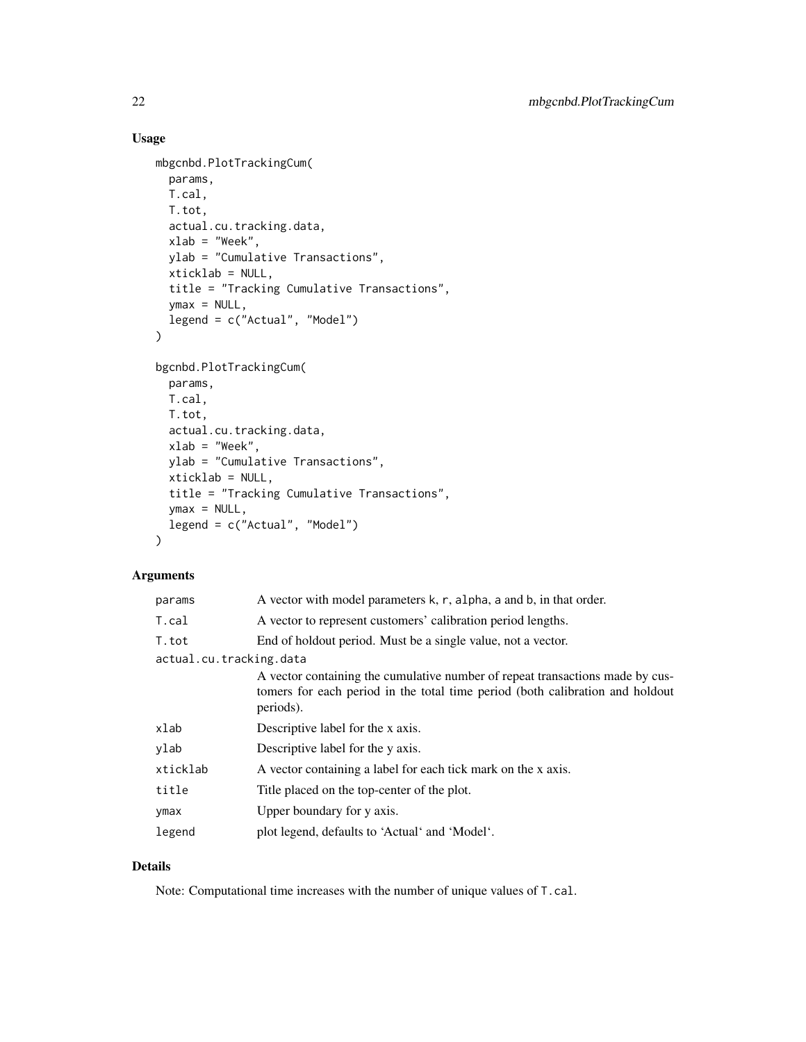## Usage

```
mbgcnbd.PlotTrackingCum(
  params,
  T.cal,
  T.tot,
  actual.cu.tracking.data,
  xlab = "Week",
  ylab = "Cumulative Transactions",
  xticklab = NULL,
  title = "Tracking Cumulative Transactions",
  ymax = NULL,
  legend = c("Actual", "Model")
)

bgcnbd.PlotTrackingCum(
  params,
  T.cal,
  T.tot,
  actual.cu.tracking.data,
  xlab = "Week",
  ylab = "Cumulative Transactions",
  xticklab = NULL,
  title = "Tracking Cumulative Transactions",
  ymax = NULL,
  legend = c("Actual", "Model")
)
```

## Arguments

| | |
|---|---|
| `params` | A vector with model parameters `k`, `r`, `alpha`, `a` and `b`, in that order. |
| `T.cal` | A vector to represent customers' calibration period lengths. |
| `T.tot` | End of holdout period. Must be a single value, not a vector. |
| `actual.cu.tracking.data` | A vector containing the cumulative number of repeat transactions made by customers for each period in the total time period (both calibration and holdout periods). |
| `xlab` | Descriptive label for the x axis. |
| `ylab` | Descriptive label for the y axis. |
| `xticklab` | A vector containing a label for each tick mark on the x axis. |
| `title` | Title placed on the top-center of the plot. |
| `ymax` | Upper boundary for y axis. |
| `legend` | plot legend, defaults to 'Actual' and 'Model'. |

## Details

Note: Computational time increases with the number of unique values of `T.cal`.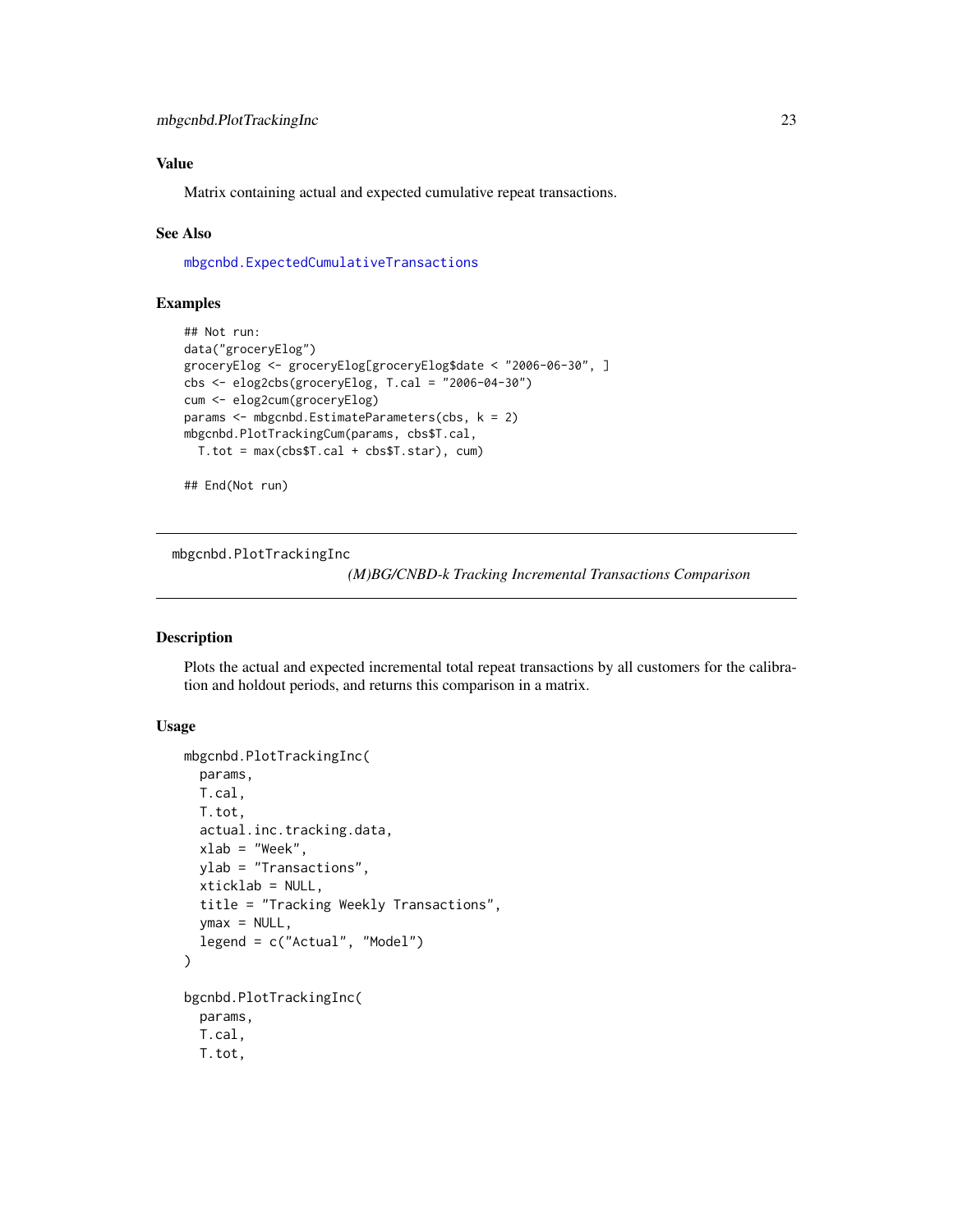### Value

Matrix containing actual and expected cumulative repeat transactions.

### See Also

mbgcnbd.ExpectedCumulativeTransactions

### Examples

```
## Not run:
data("groceryElog")
groceryElog <- groceryElog[groceryElog$date < "2006-06-30", ]
cbs <- elog2cbs(groceryElog, T.cal = "2006-04-30")
cum <- elog2cum(groceryElog)
params <- mbgcnbd.EstimateParameters(cbs, k = 2)
mbgcnbd.PlotTrackingCum(params, cbs$T.cal,
  T.tot = max(cbs$T.cal + cbs$T.star), cum)

## End(Not run)
```

---

## mbgcnbd.PlotTrackingInc

*(M)BG/CNBD-k Tracking Incremental Transactions Comparison*

### Description

Plots the actual and expected incremental total repeat transactions by all customers for the calibration and holdout periods, and returns this comparison in a matrix.

### Usage

```
mbgcnbd.PlotTrackingInc(
  params,
  T.cal,
  T.tot,
  actual.inc.tracking.data,
  xlab = "Week",
  ylab = "Transactions",
  xticklab = NULL,
  title = "Tracking Weekly Transactions",
  ymax = NULL,
  legend = c("Actual", "Model")
)

bgcnbd.PlotTrackingInc(
  params,
  T.cal,
  T.tot,
```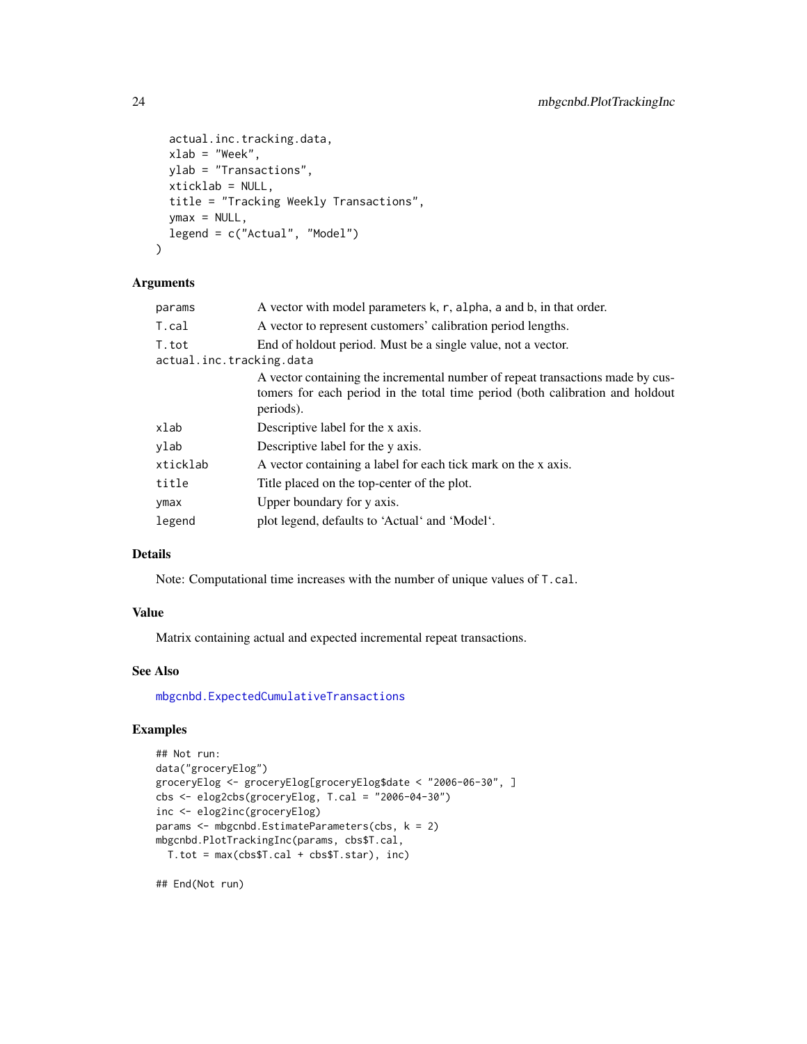```
  actual.inc.tracking.data,
  xlab = "Week",
  ylab = "Transactions",
  xticklab = NULL,
  title = "Tracking Weekly Transactions",
  ymax = NULL,
  legend = c("Actual", "Model")
)
```

## Arguments

| | |
|---|---|
| `params` | A vector with model parameters `k`, `r`, `alpha`, `a` and `b`, in that order. |
| `T.cal` | A vector to represent customers' calibration period lengths. |
| `T.tot` | End of holdout period. Must be a single value, not a vector. |
| `actual.inc.tracking.data` | A vector containing the incremental number of repeat transactions made by customers for each period in the total time period (both calibration and holdout periods). |
| `xlab` | Descriptive label for the x axis. |
| `ylab` | Descriptive label for the y axis. |
| `xticklab` | A vector containing a label for each tick mark on the x axis. |
| `title` | Title placed on the top-center of the plot. |
| `ymax` | Upper boundary for y axis. |
| `legend` | plot legend, defaults to 'Actual' and 'Model'. |

## Details

Note: Computational time increases with the number of unique values of `T.cal`.

## Value

Matrix containing actual and expected incremental repeat transactions.

## See Also

`mbgcnbd.ExpectedCumulativeTransactions`

## Examples

```
## Not run:
data("groceryElog")
groceryElog <- groceryElog[groceryElog$date < "2006-06-30", ]
cbs <- elog2cbs(groceryElog, T.cal = "2006-04-30")
inc <- elog2inc(groceryElog)
params <- mbgcnbd.EstimateParameters(cbs, k = 2)
mbgcnbd.PlotTrackingInc(params, cbs$T.cal,
  T.tot = max(cbs$T.cal + cbs$T.star), inc)

## End(Not run)
```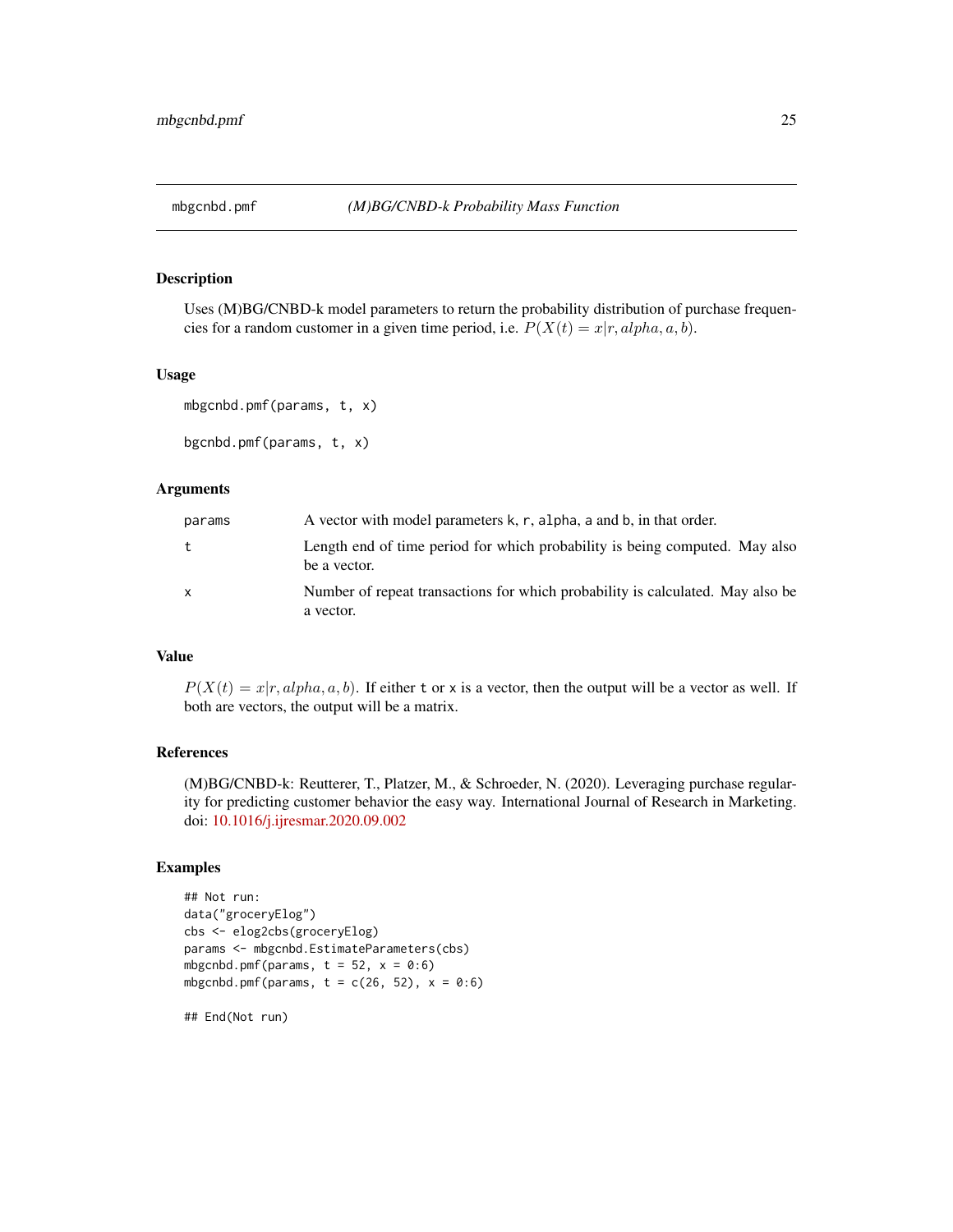# mbgcnbd.pmf — *(M)BG/CNBD-k Probability Mass Function*

## Description

Uses (M)BG/CNBD-k model parameters to return the probability distribution of purchase frequencies for a random customer in a given time period, i.e. $P(X(t) = x|r, alpha, a, b)$.

## Usage

```
mbgcnbd.pmf(params, t, x)

bgcnbd.pmf(params, t, x)
```

## Arguments

| | |
|---|---|
| params | A vector with model parameters k, r, alpha, a and b, in that order. |
| t | Length end of time period for which probability is being computed. May also be a vector. |
| x | Number of repeat transactions for which probability is calculated. May also be a vector. |

## Value

$P(X(t) = x|r, alpha, a, b)$. If either t or x is a vector, then the output will be a vector as well. If both are vectors, the output will be a matrix.

## References

(M)BG/CNBD-k: Reutterer, T., Platzer, M., & Schroeder, N. (2020). Leveraging purchase regularity for predicting customer behavior the easy way. International Journal of Research in Marketing. doi: 10.1016/j.ijresmar.2020.09.002

## Examples

```
## Not run:
data("groceryElog")
cbs <- elog2cbs(groceryElog)
params <- mbgcnbd.EstimateParameters(cbs)
mbgcnbd.pmf(params, t = 52, x = 0:6)
mbgcnbd.pmf(params, t = c(26, 52), x = 0:6)

## End(Not run)
```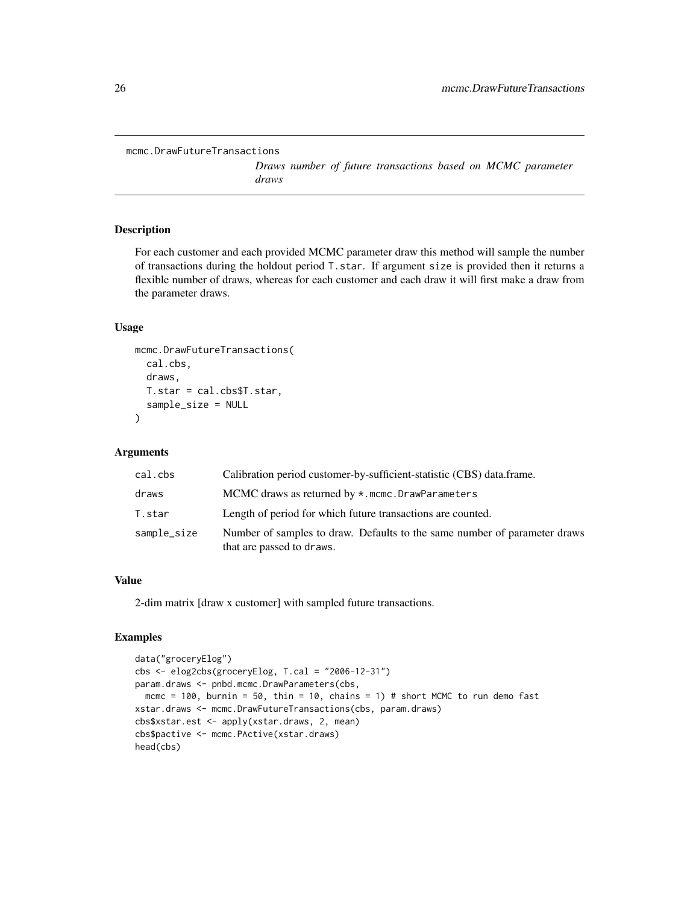## mcmc.DrawFutureTransactions

*Draws number of future transactions based on MCMC parameter draws*

### Description

For each customer and each provided MCMC parameter draw this method will sample the number of transactions during the holdout period `T.star`. If argument `size` is provided then it returns a flexible number of draws, whereas for each customer and each draw it will first make a draw from the parameter draws.

### Usage

```
mcmc.DrawFutureTransactions(
  cal.cbs,
  draws,
  T.star = cal.cbs$T.star,
  sample_size = NULL
)
```

### Arguments

| | |
|---|---|
| `cal.cbs` | Calibration period customer-by-sufficient-statistic (CBS) data.frame. |
| `draws` | MCMC draws as returned by `*.mcmc.DrawParameters` |
| `T.star` | Length of period for which future transactions are counted. |
| `sample_size` | Number of samples to draw. Defaults to the same number of parameter draws that are passed to `draws`. |

### Value

2-dim matrix [draw x customer] with sampled future transactions.

### Examples

```
data("groceryElog")
cbs <- elog2cbs(groceryElog, T.cal = "2006-12-31")
param.draws <- pnbd.mcmc.DrawParameters(cbs,
  mcmc = 100, burnin = 50, thin = 10, chains = 1) # short MCMC to run demo fast
xstar.draws <- mcmc.DrawFutureTransactions(cbs, param.draws)
cbs$xstar.est <- apply(xstar.draws, 2, mean)
cbs$pactive <- mcmc.PActive(xstar.draws)
head(cbs)
```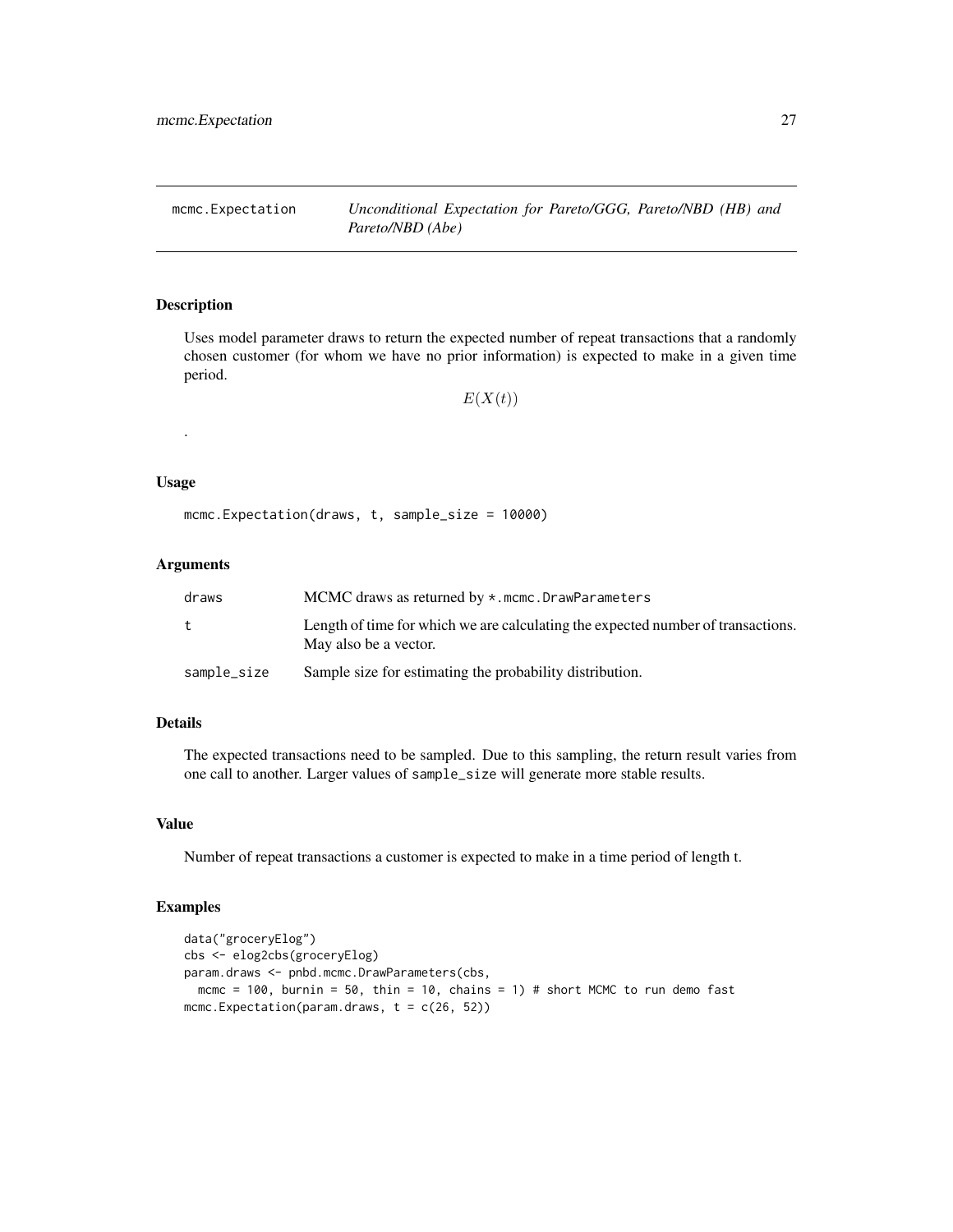## mcmc.Expectation — *Unconditional Expectation for Pareto/GGG, Pareto/NBD (HB) and Pareto/NBD (Abe)*

### Description

Uses model parameter draws to return the expected number of repeat transactions that a randomly chosen customer (for whom we have no prior information) is expected to make in a given time period.

$$E(X(t))$$

.

### Usage

```
mcmc.Expectation(draws, t, sample_size = 10000)
```

### Arguments

| | |
|---|---|
| draws | MCMC draws as returned by *.mcmc.DrawParameters |
| t | Length of time for which we are calculating the expected number of transactions. May also be a vector. |
| sample_size | Sample size for estimating the probability distribution. |

### Details

The expected transactions need to be sampled. Due to this sampling, the return result varies from one call to another. Larger values of sample_size will generate more stable results.

### Value

Number of repeat transactions a customer is expected to make in a time period of length t.

### Examples

```
data("groceryElog")
cbs <- elog2cbs(groceryElog)
param.draws <- pnbd.mcmc.DrawParameters(cbs,
  mcmc = 100, burnin = 50, thin = 10, chains = 1) # short MCMC to run demo fast
mcmc.Expectation(param.draws, t = c(26, 52))
```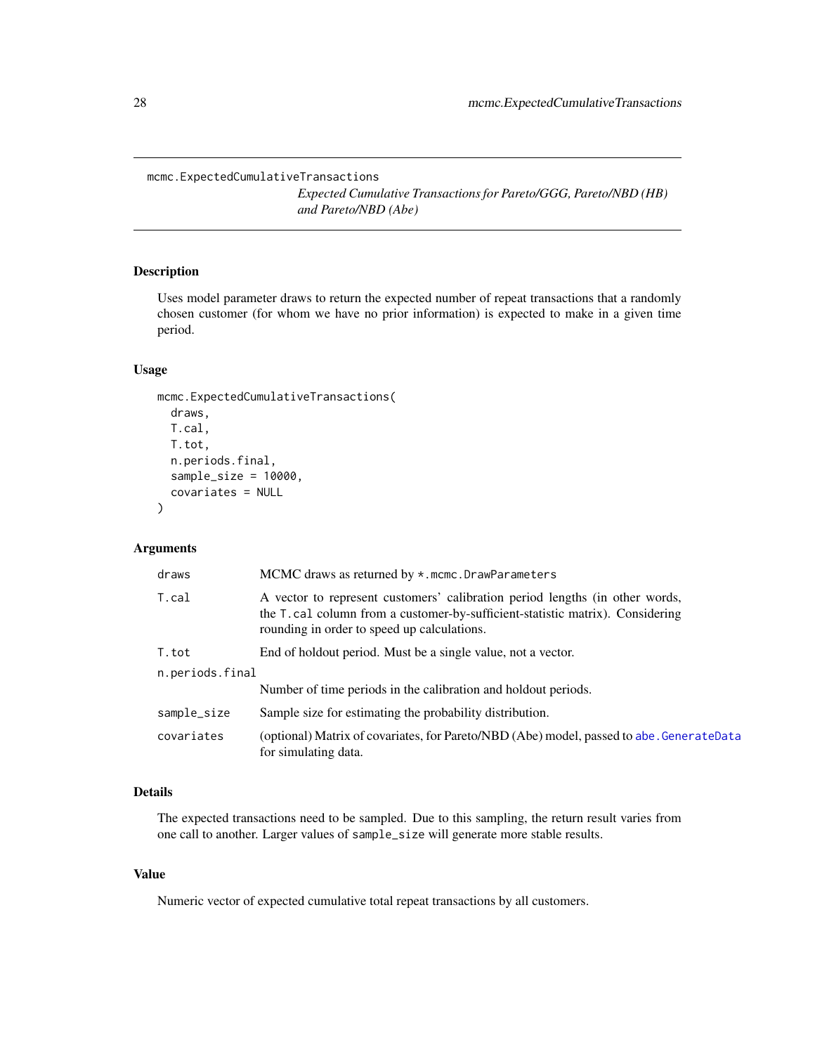# mcmc.ExpectedCumulativeTransactions

*Expected Cumulative Transactions for Pareto/GGG, Pareto/NBD (HB) and Pareto/NBD (Abe)*

## Description

Uses model parameter draws to return the expected number of repeat transactions that a randomly chosen customer (for whom we have no prior information) is expected to make in a given time period.

## Usage

```
mcmc.ExpectedCumulativeTransactions(
  draws,
  T.cal,
  T.tot,
  n.periods.final,
  sample_size = 10000,
  covariates = NULL
)
```

## Arguments

| Argument | Description |
|---|---|
| draws | MCMC draws as returned by *.mcmc.DrawParameters |
| T.cal | A vector to represent customers' calibration period lengths (in other words, the T.cal column from a customer-by-sufficient-statistic matrix). Considering rounding in order to speed up calculations. |
| T.tot | End of holdout period. Must be a single value, not a vector. |
| n.periods.final | Number of time periods in the calibration and holdout periods. |
| sample_size | Sample size for estimating the probability distribution. |
| covariates | (optional) Matrix of covariates, for Pareto/NBD (Abe) model, passed to abe.GenerateData for simulating data. |

## Details

The expected transactions need to be sampled. Due to this sampling, the return result varies from one call to another. Larger values of sample_size will generate more stable results.

## Value

Numeric vector of expected cumulative total repeat transactions by all customers.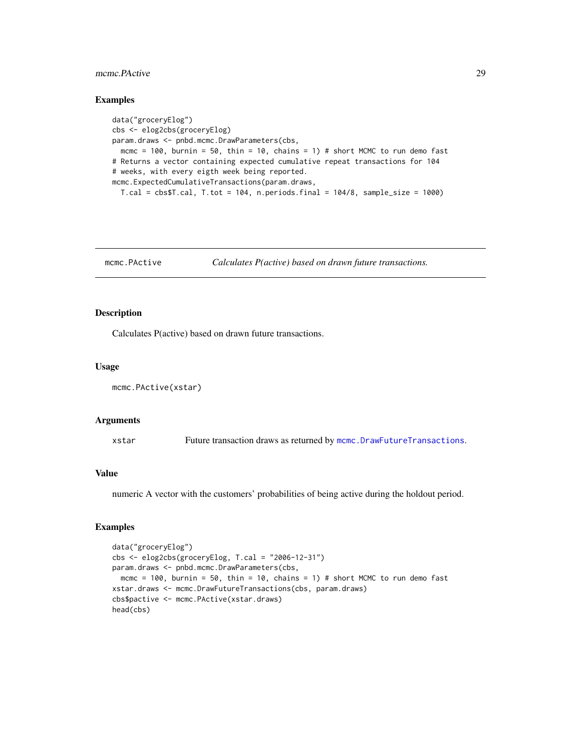### Examples

```
data("groceryElog")
cbs <- elog2cbs(groceryElog)
param.draws <- pnbd.mcmc.DrawParameters(cbs,
  mcmc = 100, burnin = 50, thin = 10, chains = 1) # short MCMC to run demo fast
# Returns a vector containing expected cumulative repeat transactions for 104
# weeks, with every eigth week being reported.
mcmc.ExpectedCumulativeTransactions(param.draws,
  T.cal = cbs$T.cal, T.tot = 104, n.periods.final = 104/8, sample_size = 1000)
```

---

## mcmc.PActive — *Calculates P(active) based on drawn future transactions.*

### Description

Calculates P(active) based on drawn future transactions.

### Usage

```
mcmc.PActive(xstar)
```

### Arguments

| | |
|---|---|
| `xstar` | Future transaction draws as returned by `mcmc.DrawFutureTransactions`. |

### Value

numeric A vector with the customers' probabilities of being active during the holdout period.

### Examples

```
data("groceryElog")
cbs <- elog2cbs(groceryElog, T.cal = "2006-12-31")
param.draws <- pnbd.mcmc.DrawParameters(cbs,
  mcmc = 100, burnin = 50, thin = 10, chains = 1) # short MCMC to run demo fast
xstar.draws <- mcmc.DrawFutureTransactions(cbs, param.draws)
cbs$pactive <- mcmc.PActive(xstar.draws)
head(cbs)
```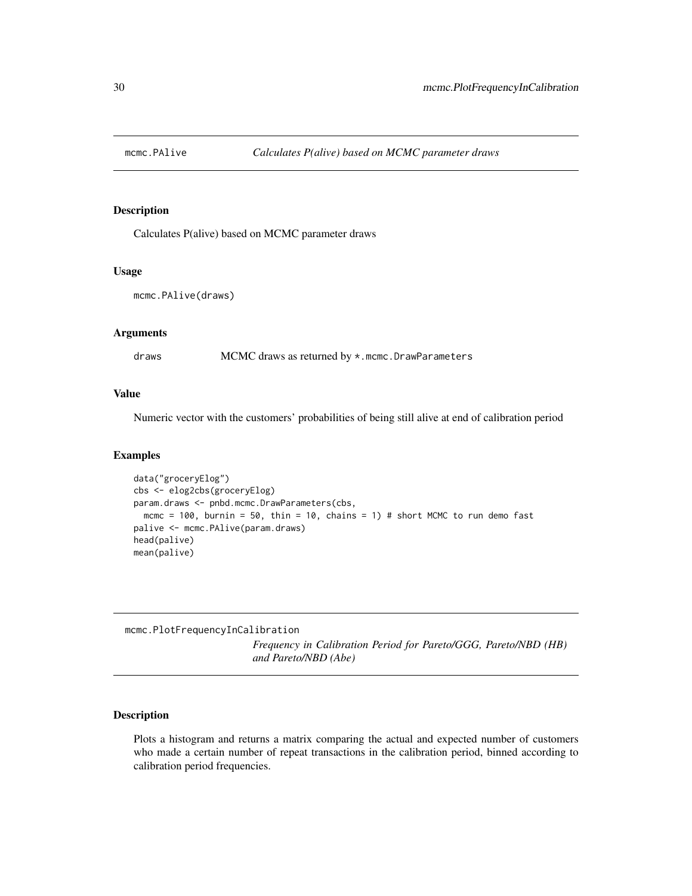## mcmc.PAlive *Calculates P(alive) based on MCMC parameter draws*

### Description

Calculates P(alive) based on MCMC parameter draws

### Usage

```
mcmc.PAlive(draws)
```

### Arguments

draws MCMC draws as returned by `*.mcmc.DrawParameters`

### Value

Numeric vector with the customers' probabilities of being still alive at end of calibration period

### Examples

```
data("groceryElog")
cbs <- elog2cbs(groceryElog)
param.draws <- pnbd.mcmc.DrawParameters(cbs,
  mcmc = 100, burnin = 50, thin = 10, chains = 1) # short MCMC to run demo fast
palive <- mcmc.PAlive(param.draws)
head(palive)
mean(palive)
```

## mcmc.PlotFrequencyInCalibration *Frequency in Calibration Period for Pareto/GGG, Pareto/NBD (HB) and Pareto/NBD (Abe)*

### Description

Plots a histogram and returns a matrix comparing the actual and expected number of customers who made a certain number of repeat transactions in the calibration period, binned according to calibration period frequencies.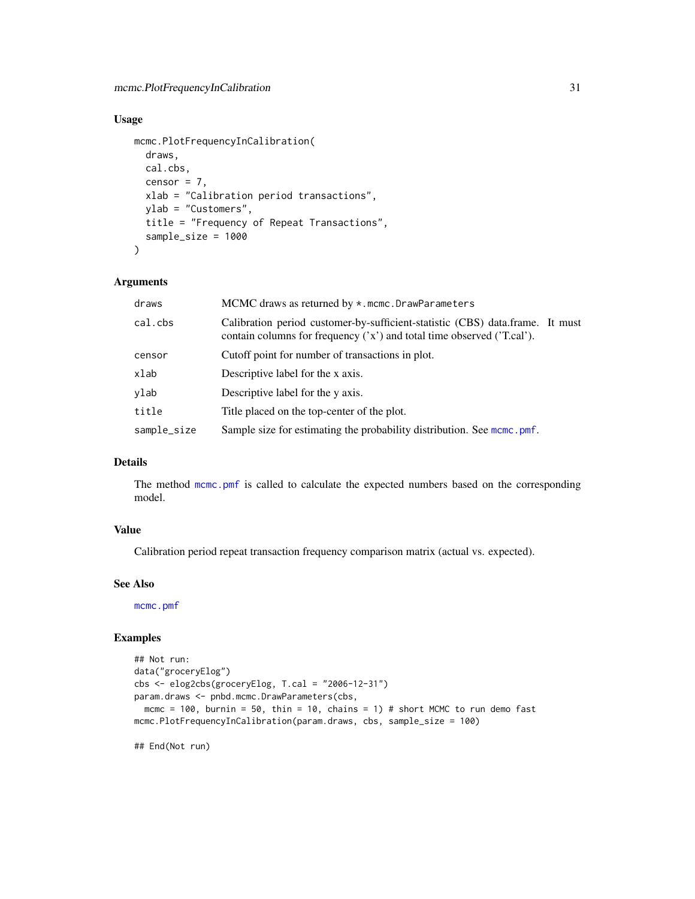## Usage

```
mcmc.PlotFrequencyInCalibration(
  draws,
  cal.cbs,
  censor = 7,
  xlab = "Calibration period transactions",
  ylab = "Customers",
  title = "Frequency of Repeat Transactions",
  sample_size = 1000
)
```

## Arguments

| | |
|---|---|
| draws | MCMC draws as returned by `*.mcmc.DrawParameters` |
| cal.cbs | Calibration period customer-by-sufficient-statistic (CBS) data.frame. It must contain columns for frequency ('x') and total time observed ('T.cal'). |
| censor | Cutoff point for number of transactions in plot. |
| xlab | Descriptive label for the x axis. |
| ylab | Descriptive label for the y axis. |
| title | Title placed on the top-center of the plot. |
| sample_size | Sample size for estimating the probability distribution. See `mcmc.pmf`. |

## Details

The method `mcmc.pmf` is called to calculate the expected numbers based on the corresponding model.

## Value

Calibration period repeat transaction frequency comparison matrix (actual vs. expected).

## See Also

`mcmc.pmf`

## Examples

```
## Not run:
data("groceryElog")
cbs <- elog2cbs(groceryElog, T.cal = "2006-12-31")
param.draws <- pnbd.mcmc.DrawParameters(cbs,
  mcmc = 100, burnin = 50, thin = 10, chains = 1) # short MCMC to run demo fast
mcmc.PlotFrequencyInCalibration(param.draws, cbs, sample_size = 100)

## End(Not run)
```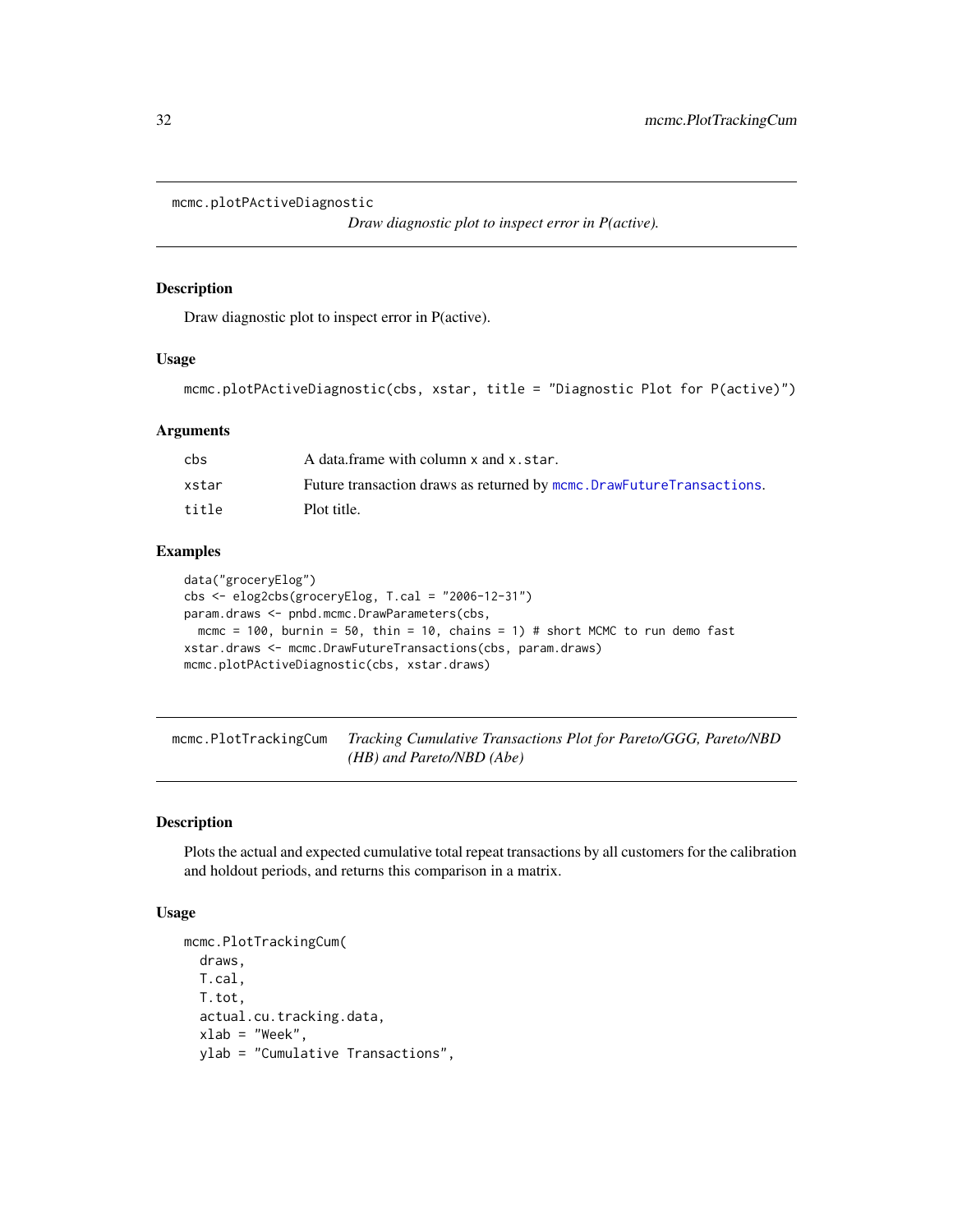## mcmc.plotPActiveDiagnostic

*Draw diagnostic plot to inspect error in P(active).*

### Description

Draw diagnostic plot to inspect error in P(active).

### Usage

```
mcmc.plotPActiveDiagnostic(cbs, xstar, title = "Diagnostic Plot for P(active)")
```

### Arguments

| | |
|---|---|
| cbs | A data.frame with column x and x.star. |
| xstar | Future transaction draws as returned by mcmc.DrawFutureTransactions. |
| title | Plot title. |

### Examples

```
data("groceryElog")
cbs <- elog2cbs(groceryElog, T.cal = "2006-12-31")
param.draws <- pnbd.mcmc.DrawParameters(cbs,
  mcmc = 100, burnin = 50, thin = 10, chains = 1) # short MCMC to run demo fast
xstar.draws <- mcmc.DrawFutureTransactions(cbs, param.draws)
mcmc.plotPActiveDiagnostic(cbs, xstar.draws)
```

## mcmc.PlotTrackingCum

*Tracking Cumulative Transactions Plot for Pareto/GGG, Pareto/NBD (HB) and Pareto/NBD (Abe)*

### Description

Plots the actual and expected cumulative total repeat transactions by all customers for the calibration and holdout periods, and returns this comparison in a matrix.

### Usage

```
mcmc.PlotTrackingCum(
  draws,
  T.cal,
  T.tot,
  actual.cu.tracking.data,
  xlab = "Week",
  ylab = "Cumulative Transactions",
```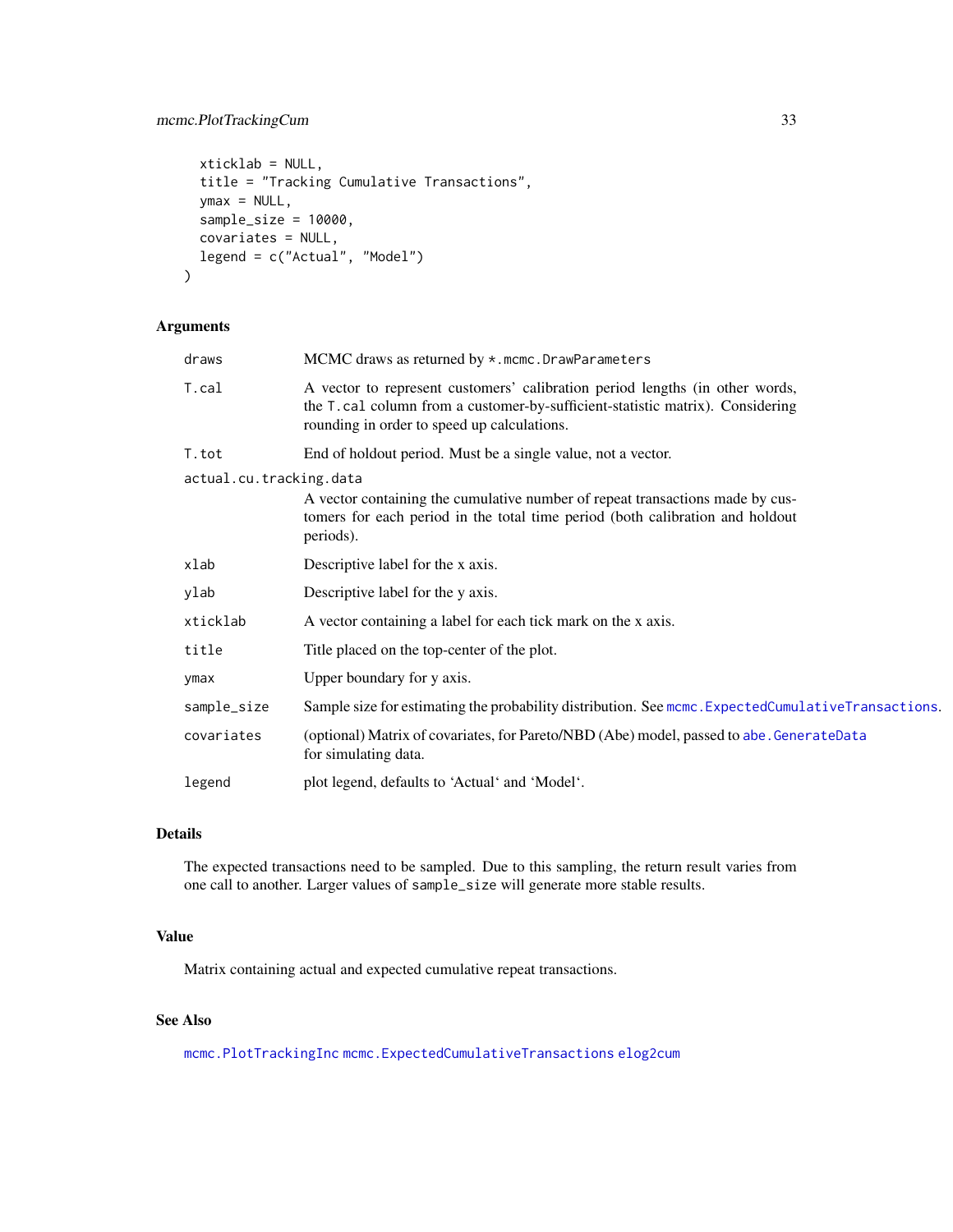```
  xticklab = NULL,
  title = "Tracking Cumulative Transactions",
  ymax = NULL,
  sample_size = 10000,
  covariates = NULL,
  legend = c("Actual", "Model")
)
```

## Arguments

| | |
|---|---|
| `draws` | MCMC draws as returned by `*.mcmc.DrawParameters` |
| `T.cal` | A vector to represent customers' calibration period lengths (in other words, the `T.cal` column from a customer-by-sufficient-statistic matrix). Considering rounding in order to speed up calculations. |
| `T.tot` | End of holdout period. Must be a single value, not a vector. |
| `actual.cu.tracking.data` | A vector containing the cumulative number of repeat transactions made by customers for each period in the total time period (both calibration and holdout periods). |
| `xlab` | Descriptive label for the x axis. |
| `ylab` | Descriptive label for the y axis. |
| `xticklab` | A vector containing a label for each tick mark on the x axis. |
| `title` | Title placed on the top-center of the plot. |
| `ymax` | Upper boundary for y axis. |
| `sample_size` | Sample size for estimating the probability distribution. See `mcmc.ExpectedCumulativeTransactions`. |
| `covariates` | (optional) Matrix of covariates, for Pareto/NBD (Abe) model, passed to `abe.GenerateData` for simulating data. |
| `legend` | plot legend, defaults to 'Actual' and 'Model'. |

## Details

The expected transactions need to be sampled. Due to this sampling, the return result varies from one call to another. Larger values of `sample_size` will generate more stable results.

## Value

Matrix containing actual and expected cumulative repeat transactions.

## See Also

`mcmc.PlotTrackingInc` `mcmc.ExpectedCumulativeTransactions` `elog2cum`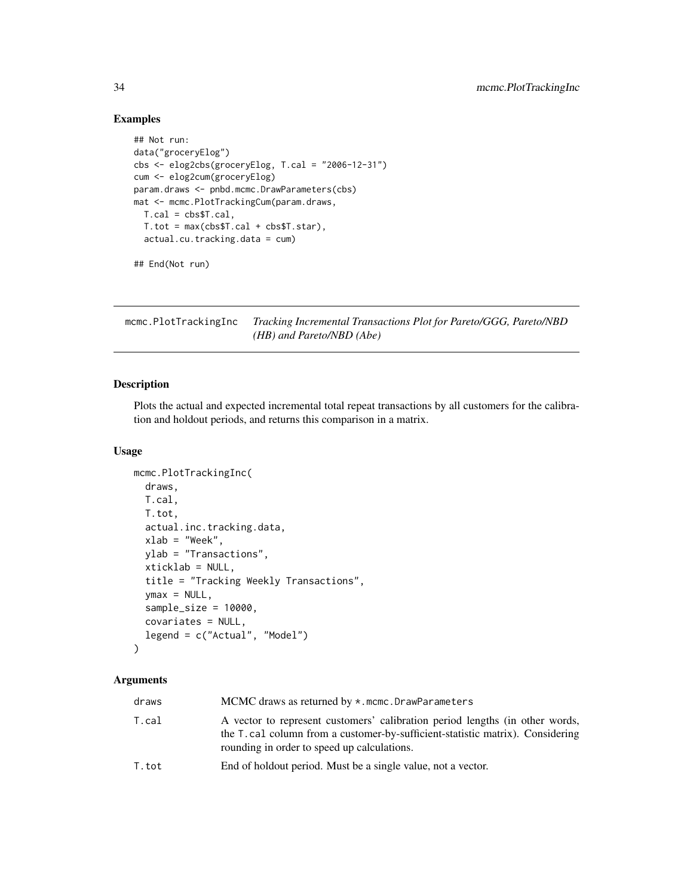### Examples

```
## Not run:
data("groceryElog")
cbs <- elog2cbs(groceryElog, T.cal = "2006-12-31")
cum <- elog2cum(groceryElog)
param.draws <- pnbd.mcmc.DrawParameters(cbs)
mat <- mcmc.PlotTrackingCum(param.draws,
  T.cal = cbs$T.cal,
  T.tot = max(cbs$T.cal + cbs$T.star),
  actual.cu.tracking.data = cum)

## End(Not run)
```

---

## mcmc.PlotTrackingInc — *Tracking Incremental Transactions Plot for Pareto/GGG, Pareto/NBD (HB) and Pareto/NBD (Abe)*

### Description

Plots the actual and expected incremental total repeat transactions by all customers for the calibration and holdout periods, and returns this comparison in a matrix.

### Usage

```
mcmc.PlotTrackingInc(
  draws,
  T.cal,
  T.tot,
  actual.inc.tracking.data,
  xlab = "Week",
  ylab = "Transactions",
  xticklab = NULL,
  title = "Tracking Weekly Transactions",
  ymax = NULL,
  sample_size = 10000,
  covariates = NULL,
  legend = c("Actual", "Model")
)
```

### Arguments

| | |
|---|---|
| draws | MCMC draws as returned by *.mcmc.DrawParameters |
| T.cal | A vector to represent customers' calibration period lengths (in other words, the T.cal column from a customer-by-sufficient-statistic matrix). Considering rounding in order to speed up calculations. |
| T.tot | End of holdout period. Must be a single value, not a vector. |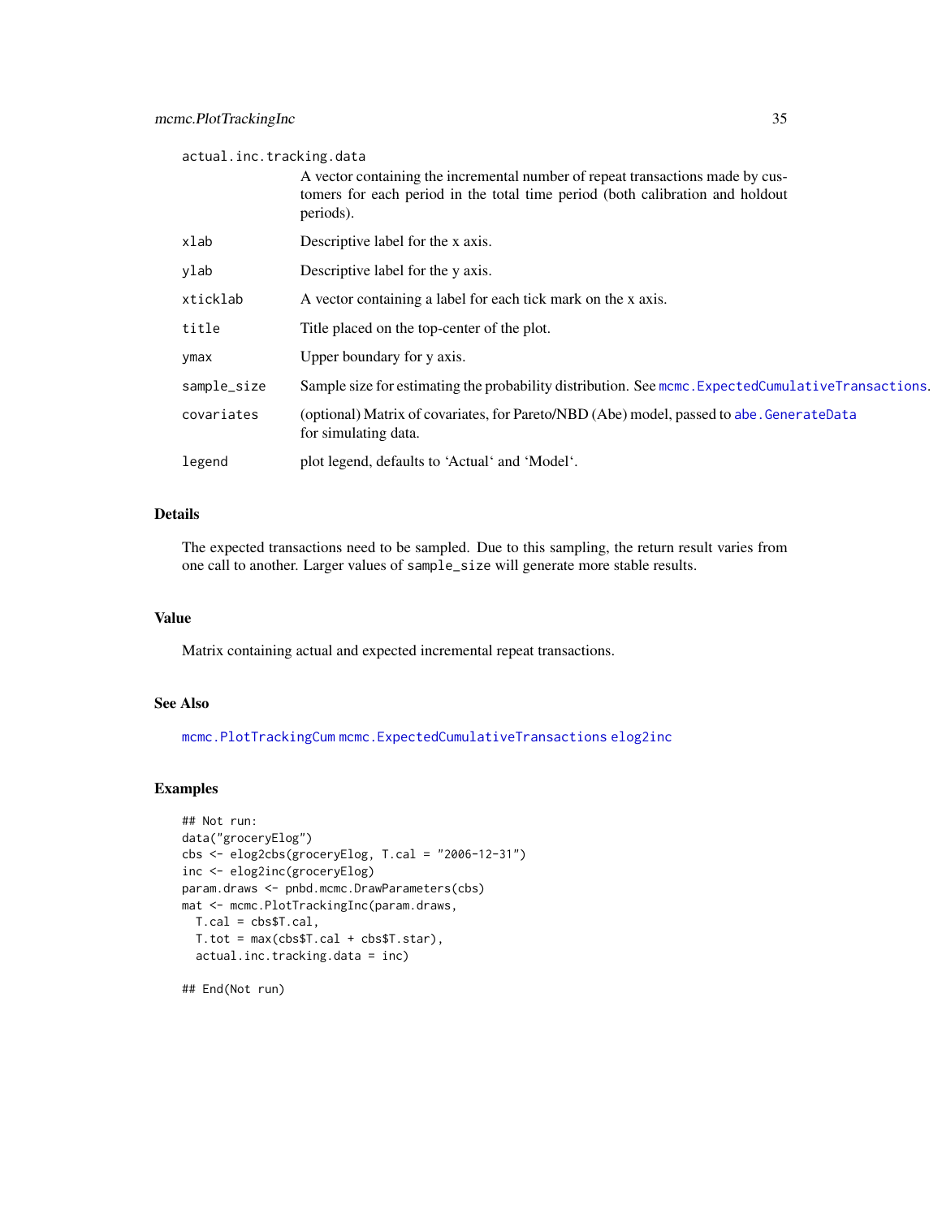| Argument | Description |
| --- | --- |
| `actual.inc.tracking.data` | A vector containing the incremental number of repeat transactions made by customers for each period in the total time period (both calibration and holdout periods). |
| `xlab` | Descriptive label for the x axis. |
| `ylab` | Descriptive label for the y axis. |
| `xticklab` | A vector containing a label for each tick mark on the x axis. |
| `title` | Title placed on the top-center of the plot. |
| `ymax` | Upper boundary for y axis. |
| `sample_size` | Sample size for estimating the probability distribution. See `mcmc.ExpectedCumulativeTransactions`. |
| `covariates` | (optional) Matrix of covariates, for Pareto/NBD (Abe) model, passed to `abe.GenerateData` for simulating data. |
| `legend` | plot legend, defaults to 'Actual' and 'Model'. |

## Details

The expected transactions need to be sampled. Due to this sampling, the return result varies from one call to another. Larger values of `sample_size` will generate more stable results.

## Value

Matrix containing actual and expected incremental repeat transactions.

## See Also

`mcmc.PlotTrackingCum` `mcmc.ExpectedCumulativeTransactions` `elog2inc`

## Examples

```
## Not run:
data("groceryElog")
cbs <- elog2cbs(groceryElog, T.cal = "2006-12-31")
inc <- elog2inc(groceryElog)
param.draws <- pnbd.mcmc.DrawParameters(cbs)
mat <- mcmc.PlotTrackingInc(param.draws,
  T.cal = cbs$T.cal,
  T.tot = max(cbs$T.cal + cbs$T.star),
  actual.inc.tracking.data = inc)

## End(Not run)
```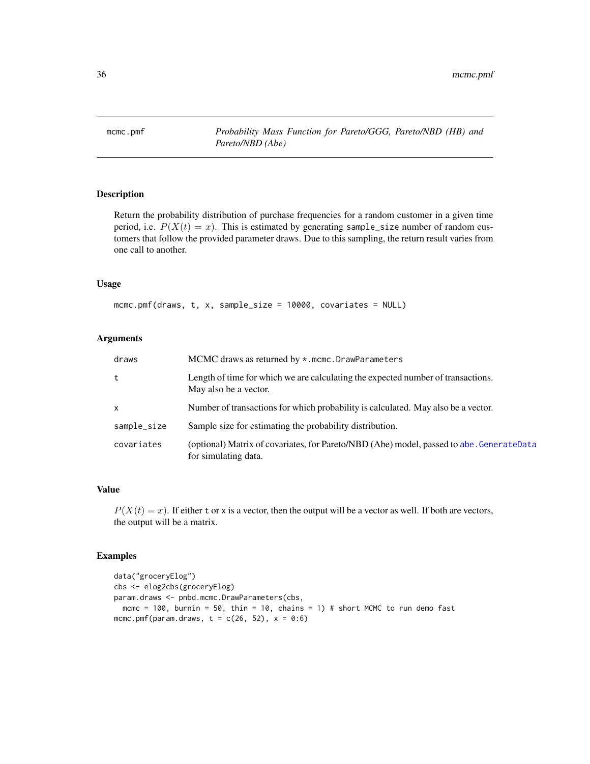# mcmc.pmf

*Probability Mass Function for Pareto/GGG, Pareto/NBD (HB) and Pareto/NBD (Abe)*

## Description

Return the probability distribution of purchase frequencies for a random customer in a given time period, i.e. $P(X(t) = x)$. This is estimated by generating sample_size number of random customers that follow the provided parameter draws. Due to this sampling, the return result varies from one call to another.

## Usage

```
mcmc.pmf(draws, t, x, sample_size = 10000, covariates = NULL)
```

## Arguments

| | |
|---|---|
| draws | MCMC draws as returned by *.mcmc.DrawParameters |
| t | Length of time for which we are calculating the expected number of transactions. May also be a vector. |
| x | Number of transactions for which probability is calculated. May also be a vector. |
| sample_size | Sample size for estimating the probability distribution. |
| covariates | (optional) Matrix of covariates, for Pareto/NBD (Abe) model, passed to abe.GenerateData for simulating data. |

## Value

$P(X(t) = x)$. If either t or x is a vector, then the output will be a vector as well. If both are vectors, the output will be a matrix.

## Examples

```
data("groceryElog")
cbs <- elog2cbs(groceryElog)
param.draws <- pnbd.mcmc.DrawParameters(cbs,
  mcmc = 100, burnin = 50, thin = 10, chains = 1) # short MCMC to run demo fast
mcmc.pmf(param.draws, t = c(26, 52), x = 0:6)
```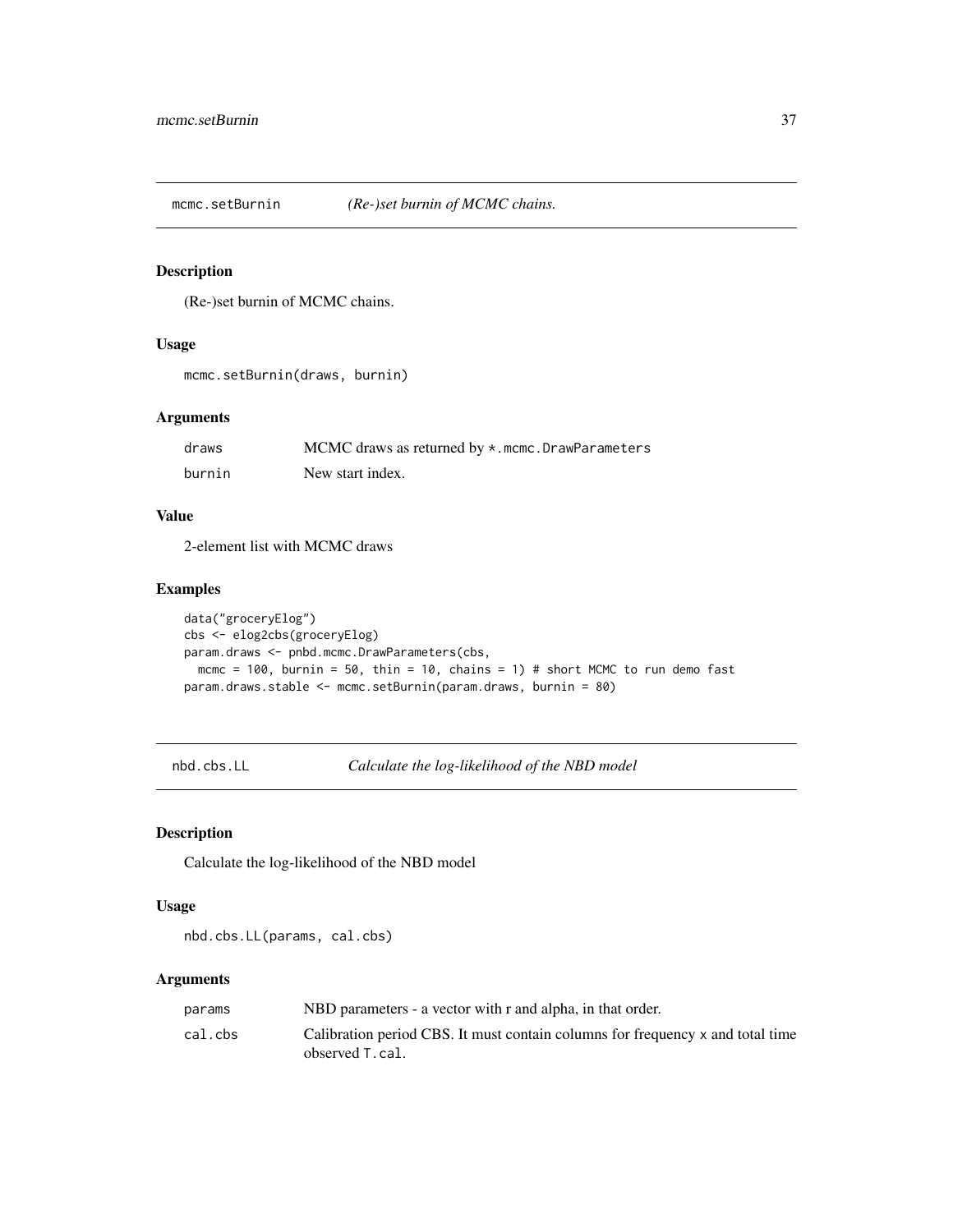## mcmc.setBurnin *(Re-)set burnin of MCMC chains.*

### Description

(Re-)set burnin of MCMC chains.

### Usage

```
mcmc.setBurnin(draws, burnin)
```

### Arguments

| | |
|---|---|
| draws | MCMC draws as returned by `*.mcmc.DrawParameters` |
| burnin | New start index. |

### Value

2-element list with MCMC draws

### Examples

```
data("groceryElog")
cbs <- elog2cbs(groceryElog)
param.draws <- pnbd.mcmc.DrawParameters(cbs,
  mcmc = 100, burnin = 50, thin = 10, chains = 1) # short MCMC to run demo fast
param.draws.stable <- mcmc.setBurnin(param.draws, burnin = 80)
```

## nbd.cbs.LL *Calculate the log-likelihood of the NBD model*

### Description

Calculate the log-likelihood of the NBD model

### Usage

```
nbd.cbs.LL(params, cal.cbs)
```

### Arguments

| | |
|---|---|
| params | NBD parameters - a vector with r and alpha, in that order. |
| cal.cbs | Calibration period CBS. It must contain columns for frequency `x` and total time observed `T.cal`. |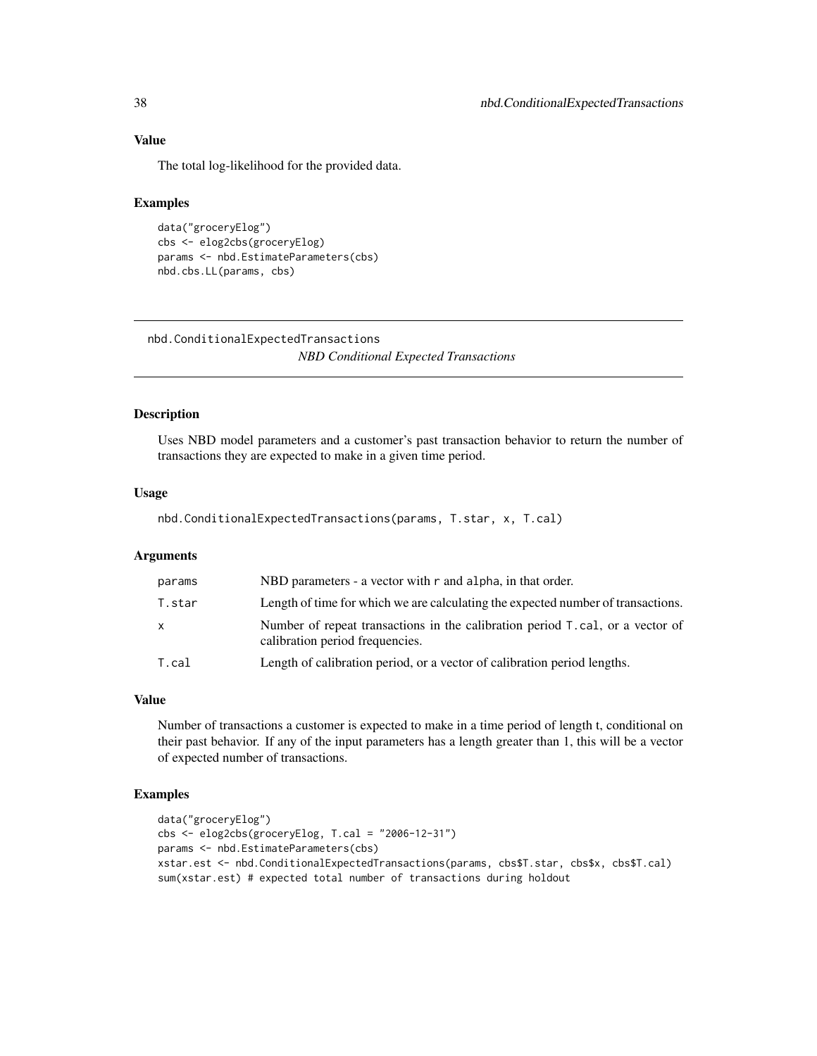### Value

The total log-likelihood for the provided data.

### Examples

```
data("groceryElog")
cbs <- elog2cbs(groceryElog)
params <- nbd.EstimateParameters(cbs)
nbd.cbs.LL(params, cbs)
```

---

## nbd.ConditionalExpectedTransactions

*NBD Conditional Expected Transactions*

---

### Description

Uses NBD model parameters and a customer's past transaction behavior to return the number of transactions they are expected to make in a given time period.

### Usage

```
nbd.ConditionalExpectedTransactions(params, T.star, x, T.cal)
```

### Arguments

| | |
|---|---|
| `params` | NBD parameters - a vector with `r` and `alpha`, in that order. |
| `T.star` | Length of time for which we are calculating the expected number of transactions. |
| `x` | Number of repeat transactions in the calibration period `T.cal`, or a vector of calibration period frequencies. |
| `T.cal` | Length of calibration period, or a vector of calibration period lengths. |

### Value

Number of transactions a customer is expected to make in a time period of length t, conditional on their past behavior. If any of the input parameters has a length greater than 1, this will be a vector of expected number of transactions.

### Examples

```
data("groceryElog")
cbs <- elog2cbs(groceryElog, T.cal = "2006-12-31")
params <- nbd.EstimateParameters(cbs)
xstar.est <- nbd.ConditionalExpectedTransactions(params, cbs$T.star, cbs$x, cbs$T.cal)
sum(xstar.est) # expected total number of transactions during holdout
```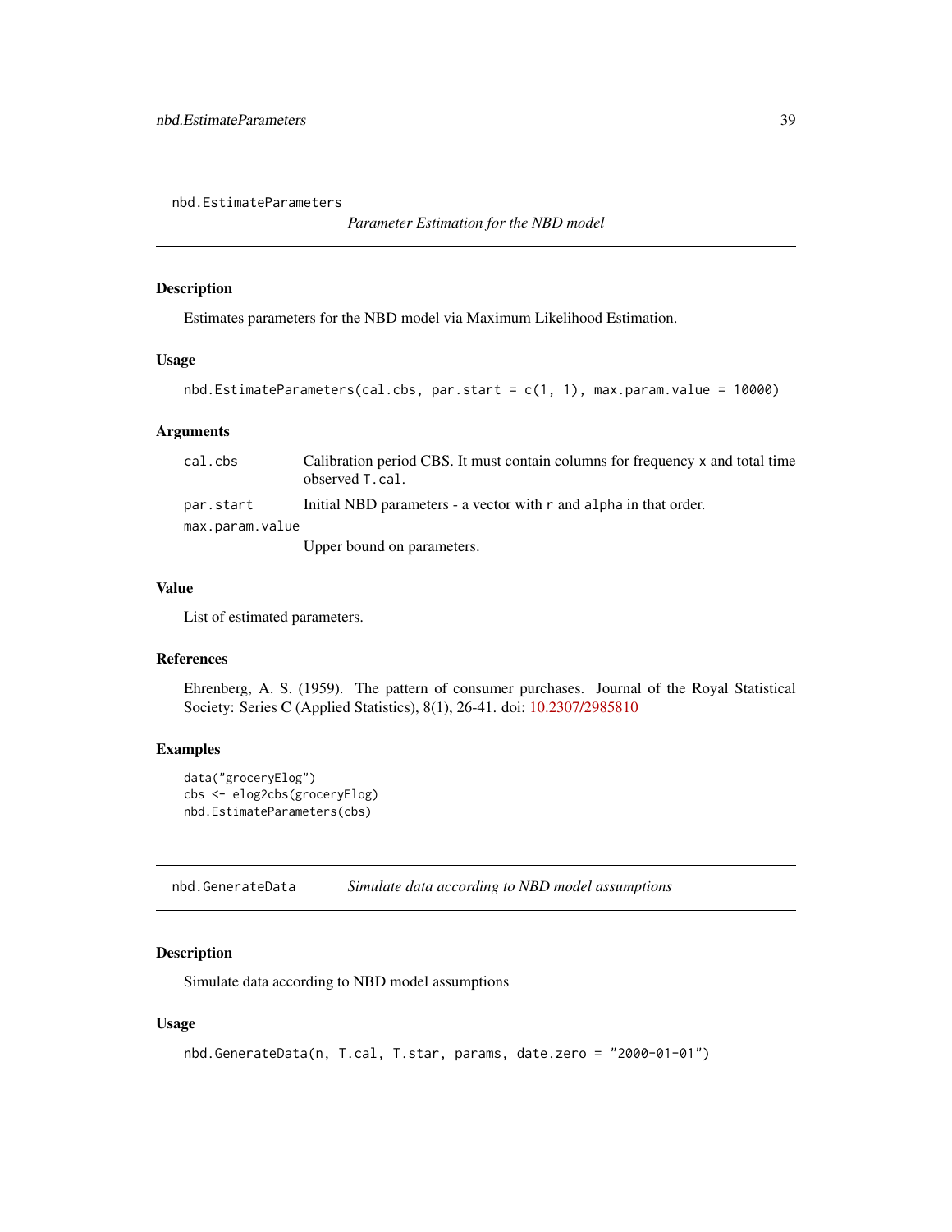## nbd.EstimateParameters

*Parameter Estimation for the NBD model*

### Description

Estimates parameters for the NBD model via Maximum Likelihood Estimation.

### Usage

```
nbd.EstimateParameters(cal.cbs, par.start = c(1, 1), max.param.value = 10000)
```

### Arguments

| | |
|---|---|
| `cal.cbs` | Calibration period CBS. It must contain columns for frequency `x` and total time observed `T.cal`. |
| `par.start` | Initial NBD parameters - a vector with `r` and `alpha` in that order. |
| `max.param.value` | Upper bound on parameters. |

### Value

List of estimated parameters.

### References

Ehrenberg, A. S. (1959). The pattern of consumer purchases. Journal of the Royal Statistical Society: Series C (Applied Statistics), 8(1), 26-41. doi: 10.2307/2985810

### Examples

```
data("groceryElog")
cbs <- elog2cbs(groceryElog)
nbd.EstimateParameters(cbs)
```

## nbd.GenerateData

*Simulate data according to NBD model assumptions*

### Description

Simulate data according to NBD model assumptions

### Usage

```
nbd.GenerateData(n, T.cal, T.star, params, date.zero = "2000-01-01")
```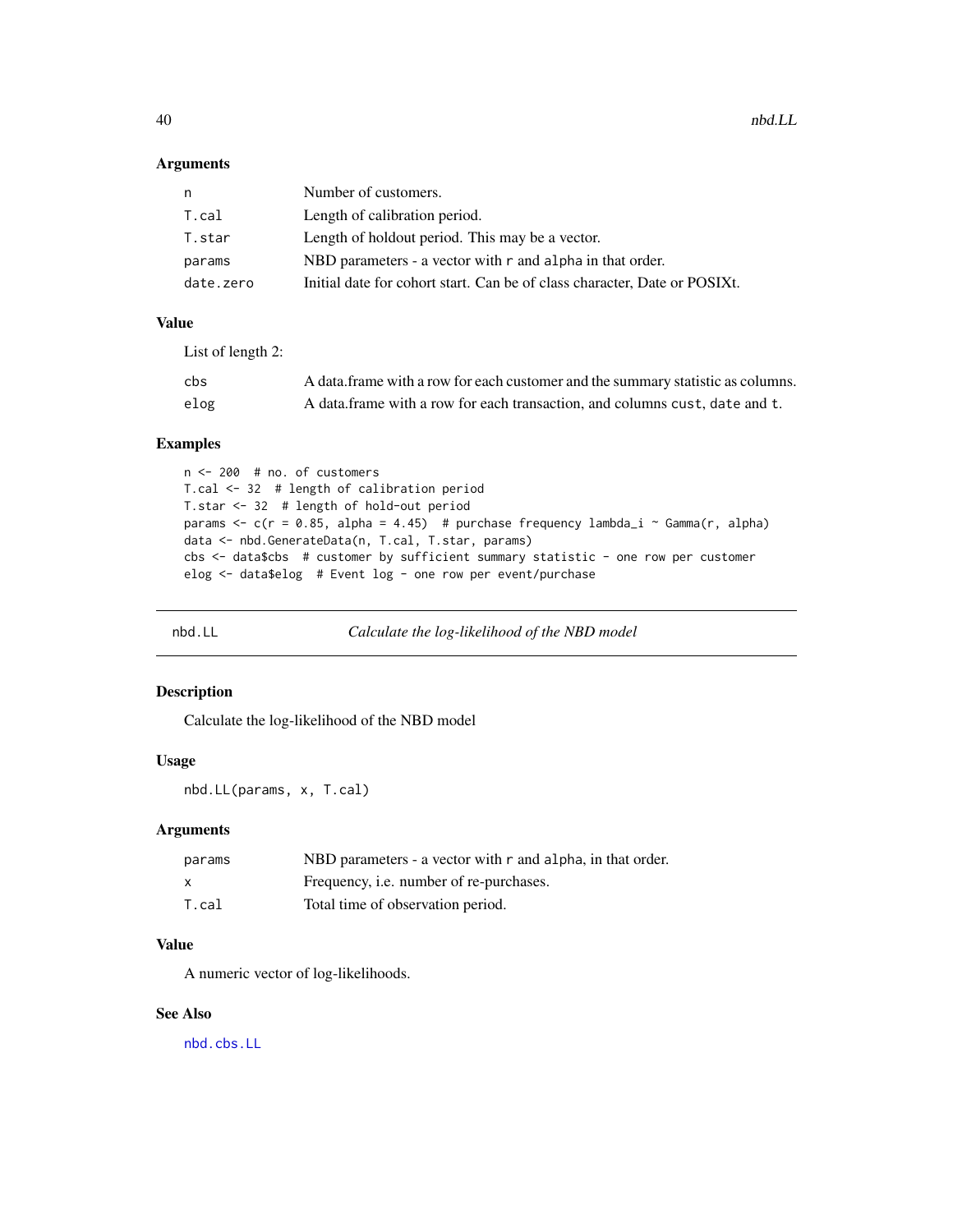### Arguments

| | |
|---|---|
| n | Number of customers. |
| T.cal | Length of calibration period. |
| T.star | Length of holdout period. This may be a vector. |
| params | NBD parameters - a vector with r and alpha in that order. |
| date.zero | Initial date for cohort start. Can be of class character, Date or POSIXt. |

### Value

List of length 2:

| | |
|---|---|
| cbs | A data.frame with a row for each customer and the summary statistic as columns. |
| elog | A data.frame with a row for each transaction, and columns cust, date and t. |

### Examples

```
n <- 200  # no. of customers
T.cal <- 32  # length of calibration period
T.star <- 32  # length of hold-out period
params <- c(r = 0.85, alpha = 4.45)  # purchase frequency lambda_i ~ Gamma(r, alpha)
data <- nbd.GenerateData(n, T.cal, T.star, params)
cbs <- data$cbs  # customer by sufficient summary statistic - one row per customer
elog <- data$elog  # Event log - one row per event/purchase
```

---

## nbd.LL — *Calculate the log-likelihood of the NBD model*

### Description

Calculate the log-likelihood of the NBD model

### Usage

```
nbd.LL(params, x, T.cal)
```

### Arguments

| | |
|---|---|
| params | NBD parameters - a vector with r and alpha, in that order. |
| x | Frequency, i.e. number of re-purchases. |
| T.cal | Total time of observation period. |

### Value

A numeric vector of log-likelihoods.

### See Also

nbd.cbs.LL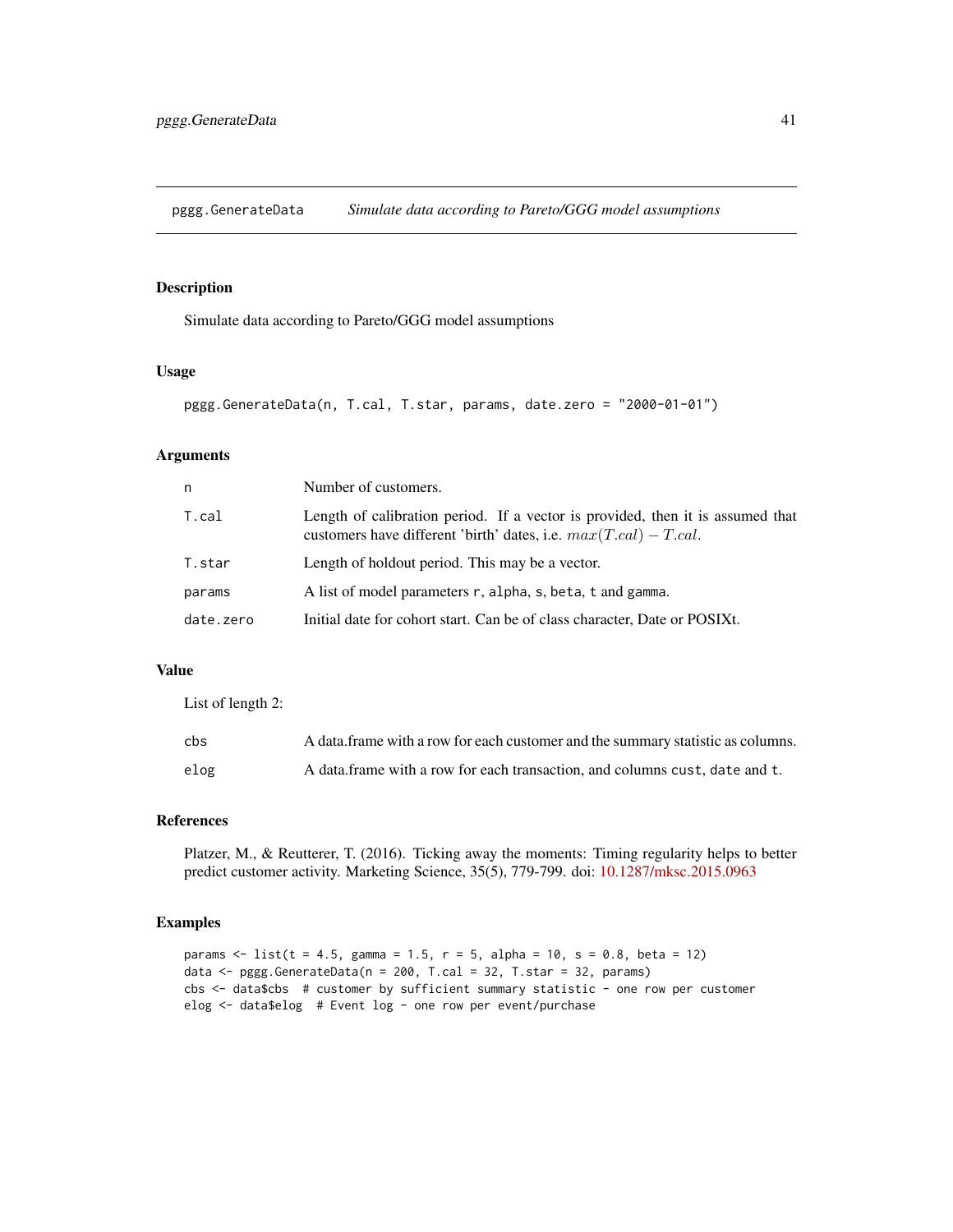## pggg.GenerateData &nbsp;&nbsp;&nbsp; *Simulate data according to Pareto/GGG model assumptions*

### Description

Simulate data according to Pareto/GGG model assumptions

### Usage

```
pggg.GenerateData(n, T.cal, T.star, params, date.zero = "2000-01-01")
```

### Arguments

| | |
|---|---|
| n | Number of customers. |
| T.cal | Length of calibration period. If a vector is provided, then it is assumed that customers have different 'birth' dates, i.e. $max(T.cal) - T.cal$. |
| T.star | Length of holdout period. This may be a vector. |
| params | A list of model parameters `r`, `alpha`, `s`, `beta`, `t` and `gamma`. |
| date.zero | Initial date for cohort start. Can be of class character, Date or POSIXt. |

### Value

List of length 2:

| | |
|---|---|
| cbs | A data.frame with a row for each customer and the summary statistic as columns. |
| elog | A data.frame with a row for each transaction, and columns `cust`, `date` and `t`. |

### References

Platzer, M., & Reutterer, T. (2016). Ticking away the moments: Timing regularity helps to better predict customer activity. Marketing Science, 35(5), 779-799. doi: 10.1287/mksc.2015.0963

### Examples

```
params <- list(t = 4.5, gamma = 1.5, r = 5, alpha = 10, s = 0.8, beta = 12)
data <- pggg.GenerateData(n = 200, T.cal = 32, T.star = 32, params)
cbs <- data$cbs  # customer by sufficient summary statistic - one row per customer
elog <- data$elog  # Event log - one row per event/purchase
```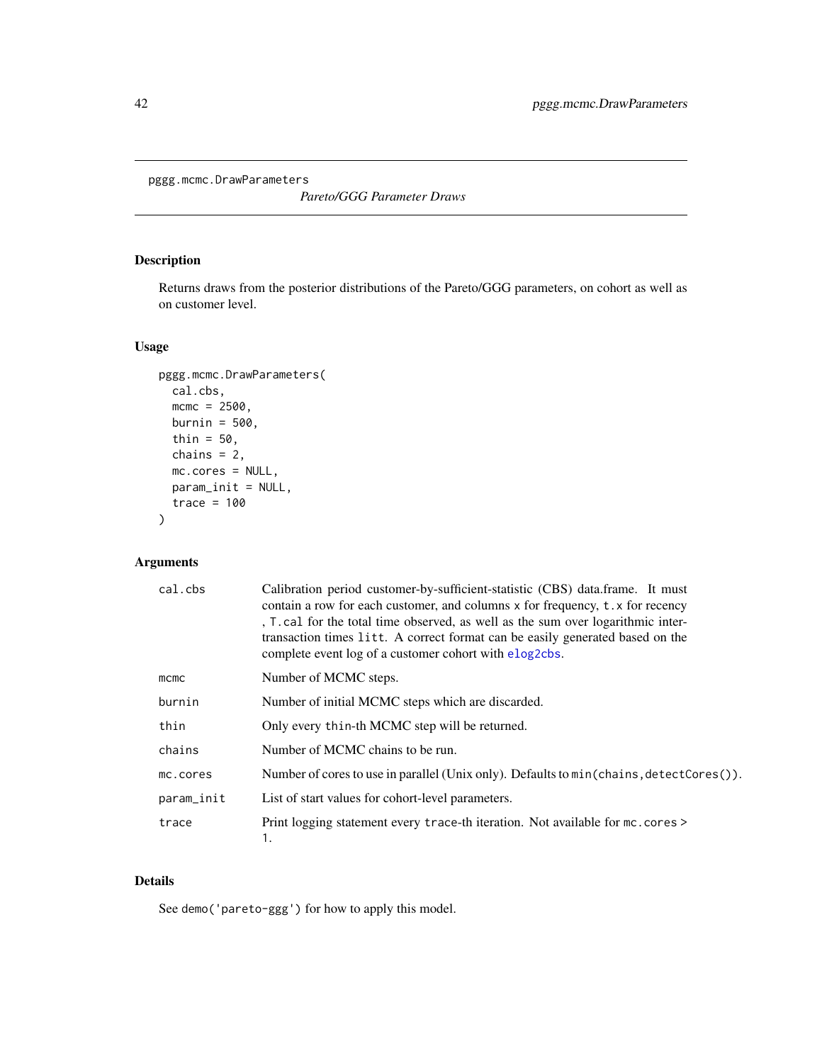pggg.mcmc.DrawParameters

*Pareto/GGG Parameter Draws*

## Description

Returns draws from the posterior distributions of the Pareto/GGG parameters, on cohort as well as on customer level.

## Usage

```
pggg.mcmc.DrawParameters(
  cal.cbs,
  mcmc = 2500,
  burnin = 500,
  thin = 50,
  chains = 2,
  mc.cores = NULL,
  param_init = NULL,
  trace = 100
)
```

## Arguments

| | |
|---|---|
| `cal.cbs` | Calibration period customer-by-sufficient-statistic (CBS) data.frame. It must contain a row for each customer, and columns `x` for frequency, `t.x` for recency , `T.cal` for the total time observed, as well as the sum over logarithmic inter-transaction times `litt`. A correct format can be easily generated based on the complete event log of a customer cohort with `elog2cbs`. |
| `mcmc` | Number of MCMC steps. |
| `burnin` | Number of initial MCMC steps which are discarded. |
| `thin` | Only every `thin`-th MCMC step will be returned. |
| `chains` | Number of MCMC chains to be run. |
| `mc.cores` | Number of cores to use in parallel (Unix only). Defaults to `min(chains,detectCores())`. |
| `param_init` | List of start values for cohort-level parameters. |
| `trace` | Print logging statement every `trace`-th iteration. Not available for `mc.cores > 1`. |

## Details

See `demo('pareto-ggg')` for how to apply this model.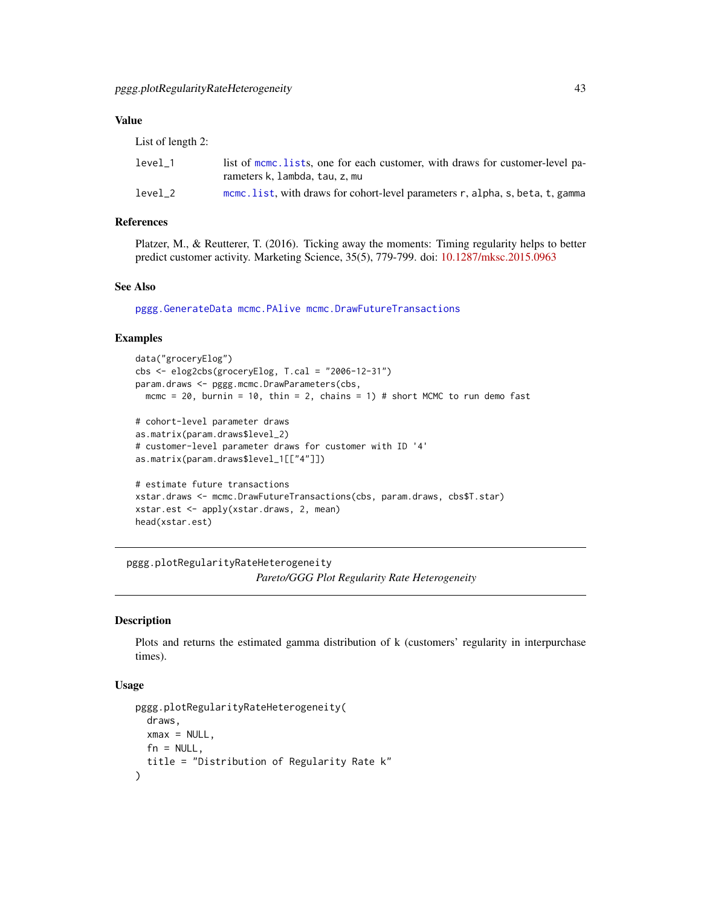### Value

List of length 2:

| | |
|---|---|
| level_1 | list of mcmc.lists, one for each customer, with draws for customer-level parameters k, lambda, tau, z, mu |
| level_2 | mcmc.list, with draws for cohort-level parameters r, alpha, s, beta, t, gamma |

### References

Platzer, M., & Reutterer, T. (2016). Ticking away the moments: Timing regularity helps to better predict customer activity. Marketing Science, 35(5), 779-799. doi: 10.1287/mksc.2015.0963

### See Also

pggg.GenerateData mcmc.PAlive mcmc.DrawFutureTransactions

### Examples

```
data("groceryElog")
cbs <- elog2cbs(groceryElog, T.cal = "2006-12-31")
param.draws <- pggg.mcmc.DrawParameters(cbs,
  mcmc = 20, burnin = 10, thin = 2, chains = 1) # short MCMC to run demo fast

# cohort-level parameter draws
as.matrix(param.draws$level_2)
# customer-level parameter draws for customer with ID '4'
as.matrix(param.draws$level_1[["4"]])

# estimate future transactions
xstar.draws <- mcmc.DrawFutureTransactions(cbs, param.draws, cbs$T.star)
xstar.est <- apply(xstar.draws, 2, mean)
head(xstar.est)
```

---

## pggg.plotRegularityRateHeterogeneity

*Pareto/GGG Plot Regularity Rate Heterogeneity*

### Description

Plots and returns the estimated gamma distribution of k (customers' regularity in interpurchase times).

### Usage

```
pggg.plotRegularityRateHeterogeneity(
  draws,
  xmax = NULL,
  fn = NULL,
  title = "Distribution of Regularity Rate k"
)
```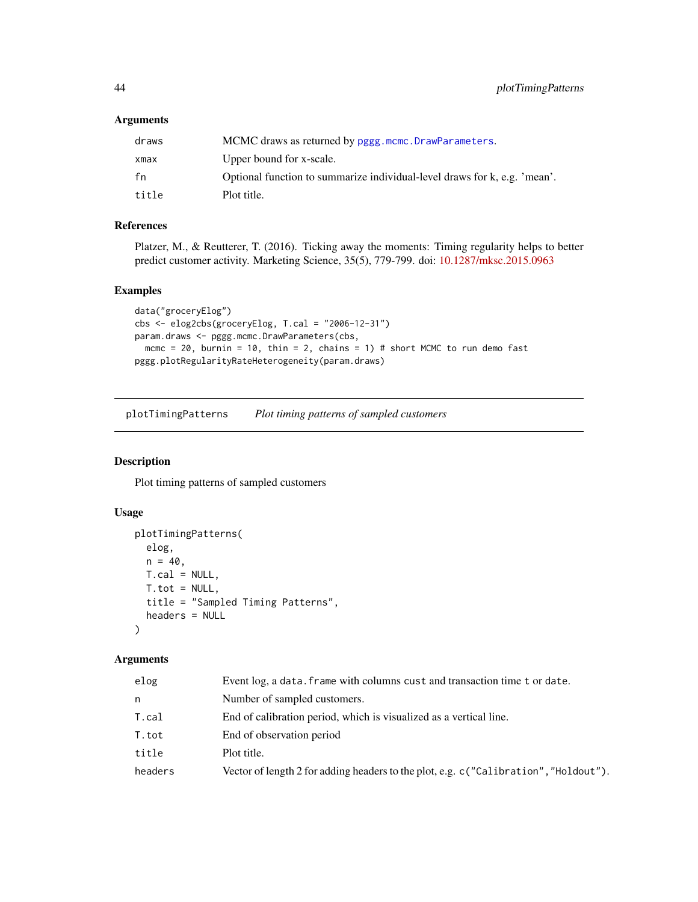### Arguments

| | |
|---|---|
| `draws` | MCMC draws as returned by `pggg.mcmc.DrawParameters`. |
| `xmax` | Upper bound for x-scale. |
| `fn` | Optional function to summarize individual-level draws for k, e.g. 'mean'. |
| `title` | Plot title. |

### References

Platzer, M., & Reutterer, T. (2016). Ticking away the moments: Timing regularity helps to better predict customer activity. Marketing Science, 35(5), 779-799. doi: 10.1287/mksc.2015.0963

### Examples

```
data("groceryElog")
cbs <- elog2cbs(groceryElog, T.cal = "2006-12-31")
param.draws <- pggg.mcmc.DrawParameters(cbs,
  mcmc = 20, burnin = 10, thin = 2, chains = 1) # short MCMC to run demo fast
pggg.plotRegularityRateHeterogeneity(param.draws)
```

---

## plotTimingPatterns *Plot timing patterns of sampled customers*

### Description

Plot timing patterns of sampled customers

### Usage

```
plotTimingPatterns(
  elog,
  n = 40,
  T.cal = NULL,
  T.tot = NULL,
  title = "Sampled Timing Patterns",
  headers = NULL
)
```

### Arguments

| | |
|---|---|
| `elog` | Event log, a `data.frame` with columns `cust` and transaction time `t` or `date`. |
| `n` | Number of sampled customers. |
| `T.cal` | End of calibration period, which is visualized as a vertical line. |
| `T.tot` | End of observation period |
| `title` | Plot title. |
| `headers` | Vector of length 2 for adding headers to the plot, e.g. `c("Calibration","Holdout")`. |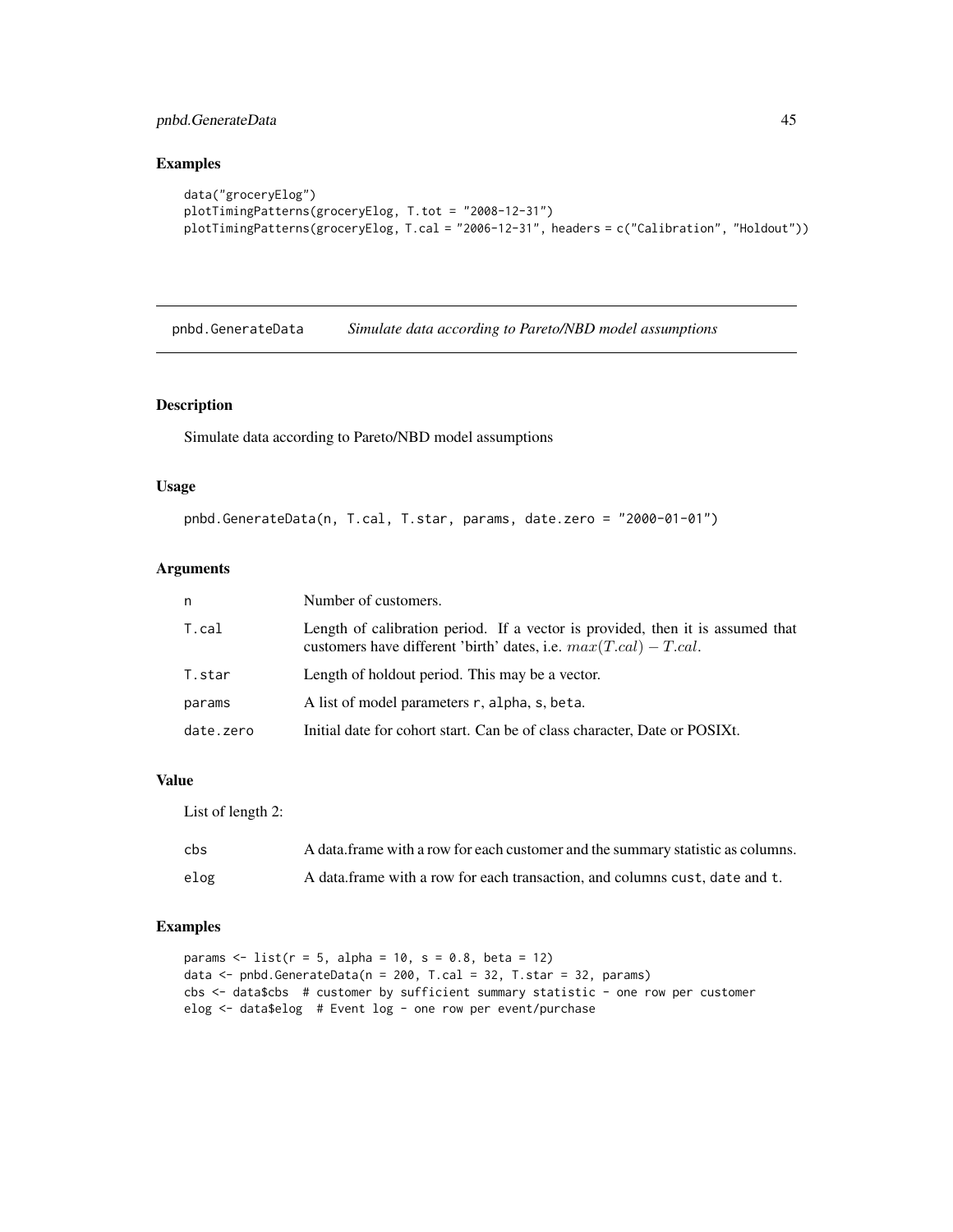## Examples

```
data("groceryElog")
plotTimingPatterns(groceryElog, T.tot = "2008-12-31")
plotTimingPatterns(groceryElog, T.cal = "2006-12-31", headers = c("Calibration", "Holdout"))
```

---

# pnbd.GenerateData *Simulate data according to Pareto/NBD model assumptions*

---

## Description

Simulate data according to Pareto/NBD model assumptions

## Usage

```
pnbd.GenerateData(n, T.cal, T.star, params, date.zero = "2000-01-01")
```

## Arguments

| | |
|---|---|
| n | Number of customers. |
| T.cal | Length of calibration period. If a vector is provided, then it is assumed that customers have different 'birth' dates, i.e. $max(T.cal) - T.cal$. |
| T.star | Length of holdout period. This may be a vector. |
| params | A list of model parameters r, alpha, s, beta. |
| date.zero | Initial date for cohort start. Can be of class character, Date or POSIXt. |

## Value

List of length 2:

| | |
|---|---|
| cbs | A data.frame with a row for each customer and the summary statistic as columns. |
| elog | A data.frame with a row for each transaction, and columns cust, date and t. |

## Examples

```
params <- list(r = 5, alpha = 10, s = 0.8, beta = 12)
data <- pnbd.GenerateData(n = 200, T.cal = 32, T.star = 32, params)
cbs <- data$cbs  # customer by sufficient summary statistic - one row per customer
elog <- data$elog  # Event log - one row per event/purchase
```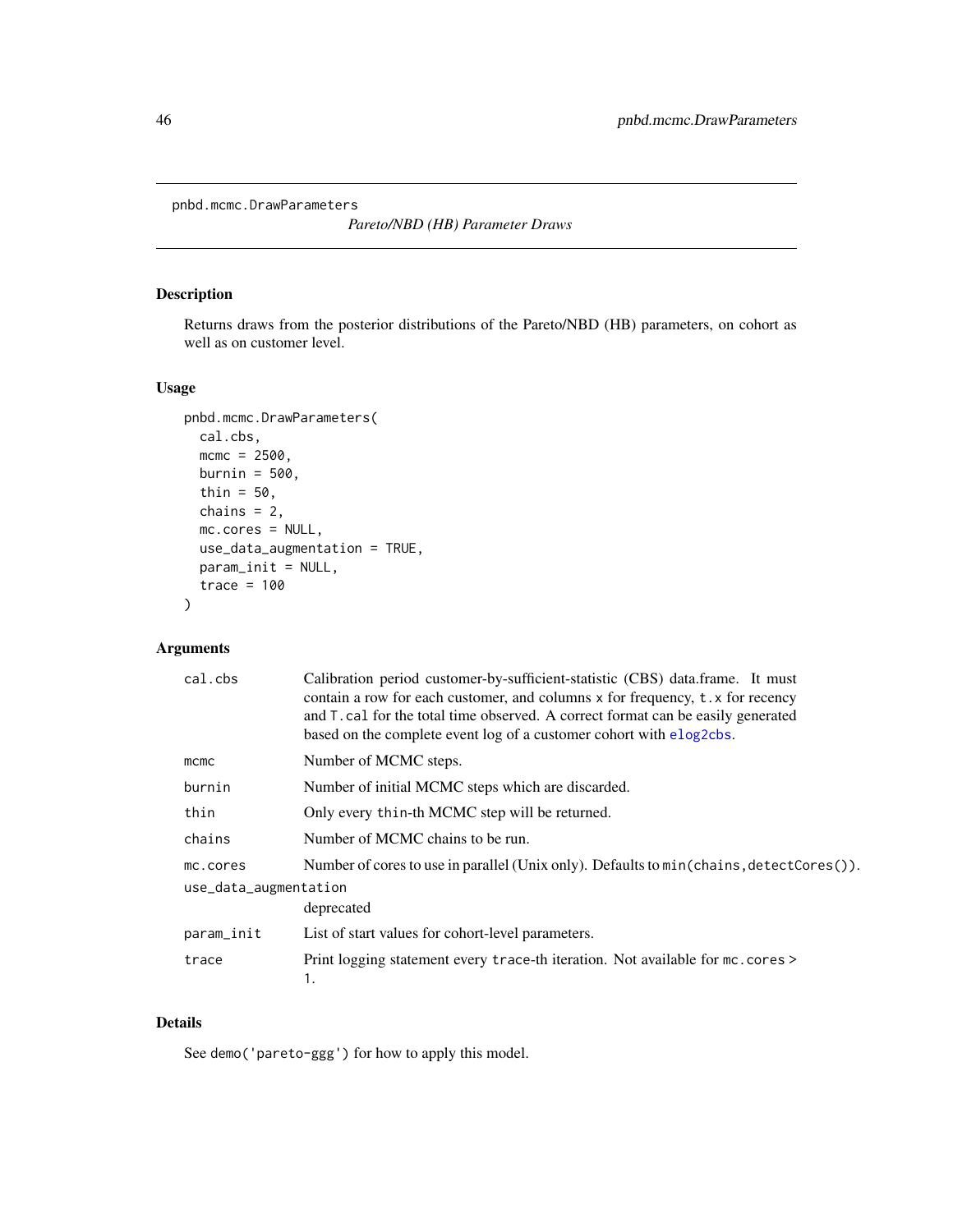pnbd.mcmc.DrawParameters

*Pareto/NBD (HB) Parameter Draws*

## Description

Returns draws from the posterior distributions of the Pareto/NBD (HB) parameters, on cohort as well as on customer level.

## Usage

```
pnbd.mcmc.DrawParameters(
  cal.cbs,
  mcmc = 2500,
  burnin = 500,
  thin = 50,
  chains = 2,
  mc.cores = NULL,
  use_data_augmentation = TRUE,
  param_init = NULL,
  trace = 100
)
```

## Arguments

| Argument | Description |
|---|---|
| `cal.cbs` | Calibration period customer-by-sufficient-statistic (CBS) data.frame. It must contain a row for each customer, and columns `x` for frequency, `t.x` for recency and `T.cal` for the total time observed. A correct format can be easily generated based on the complete event log of a customer cohort with `elog2cbs`. |
| `mcmc` | Number of MCMC steps. |
| `burnin` | Number of initial MCMC steps which are discarded. |
| `thin` | Only every `thin`-th MCMC step will be returned. |
| `chains` | Number of MCMC chains to be run. |
| `mc.cores` | Number of cores to use in parallel (Unix only). Defaults to `min(chains,detectCores())`. |
| `use_data_augmentation` | deprecated |
| `param_init` | List of start values for cohort-level parameters. |
| `trace` | Print logging statement every `trace`-th iteration. Not available for `mc.cores > 1`. |

## Details

See `demo('pareto-ggg')` for how to apply this model.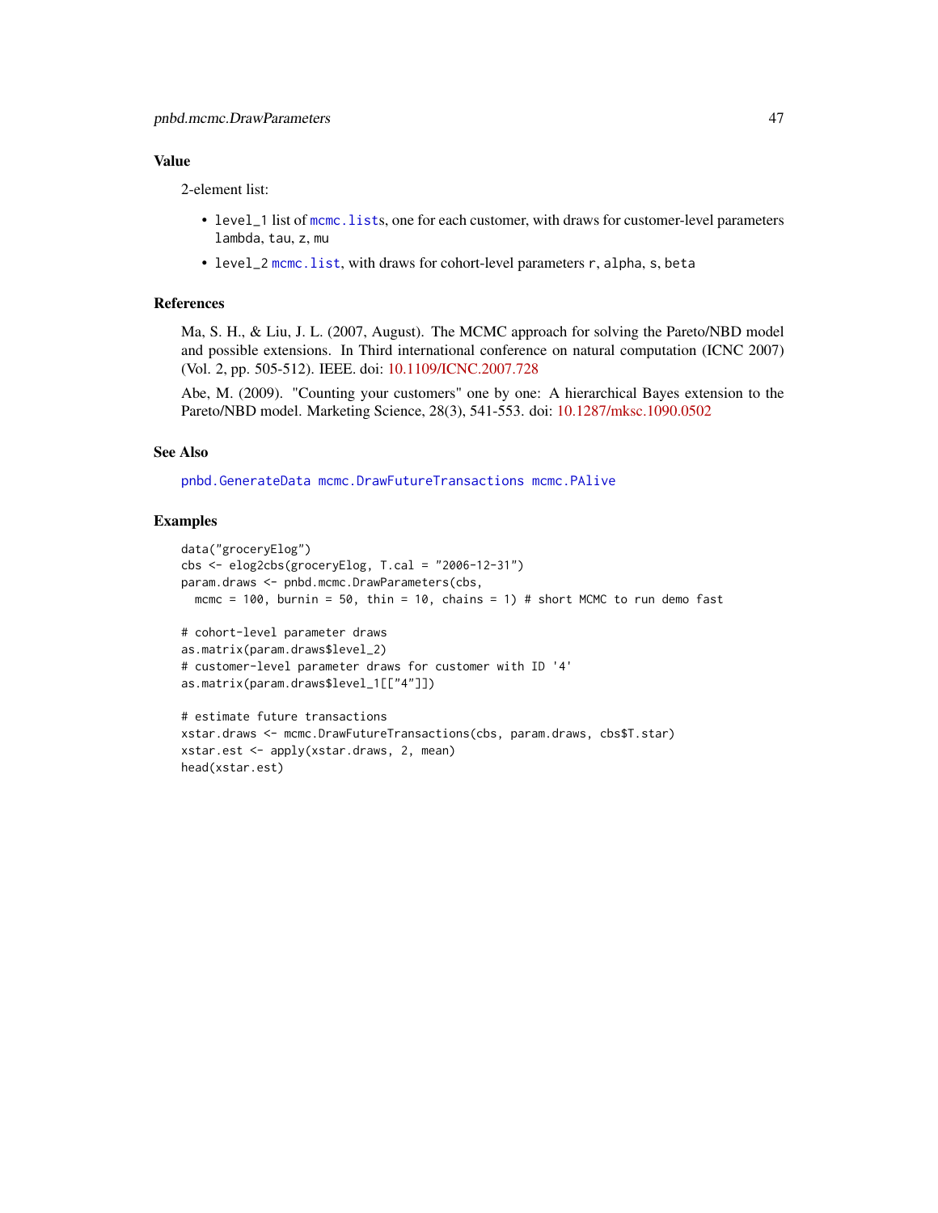## Value

2-element list:

- `level_1` list of `mcmc.list`s, one for each customer, with draws for customer-level parameters `lambda`, `tau`, `z`, `mu`
- `level_2` `mcmc.list`, with draws for cohort-level parameters `r`, `alpha`, `s`, `beta`

## References

Ma, S. H., & Liu, J. L. (2007, August). The MCMC approach for solving the Pareto/NBD model and possible extensions. In Third international conference on natural computation (ICNC 2007) (Vol. 2, pp. 505-512). IEEE. doi: 10.1109/ICNC.2007.728

Abe, M. (2009). "Counting your customers" one by one: A hierarchical Bayes extension to the Pareto/NBD model. Marketing Science, 28(3), 541-553. doi: 10.1287/mksc.1090.0502

## See Also

`pnbd.GenerateData` `mcmc.DrawFutureTransactions` `mcmc.PAlive`

## Examples

```
data("groceryElog")
cbs <- elog2cbs(groceryElog, T.cal = "2006-12-31")
param.draws <- pnbd.mcmc.DrawParameters(cbs,
  mcmc = 100, burnin = 50, thin = 10, chains = 1) # short MCMC to run demo fast

# cohort-level parameter draws
as.matrix(param.draws$level_2)
# customer-level parameter draws for customer with ID '4'
as.matrix(param.draws$level_1[["4"]])

# estimate future transactions
xstar.draws <- mcmc.DrawFutureTransactions(cbs, param.draws, cbs$T.star)
xstar.est <- apply(xstar.draws, 2, mean)
head(xstar.est)
```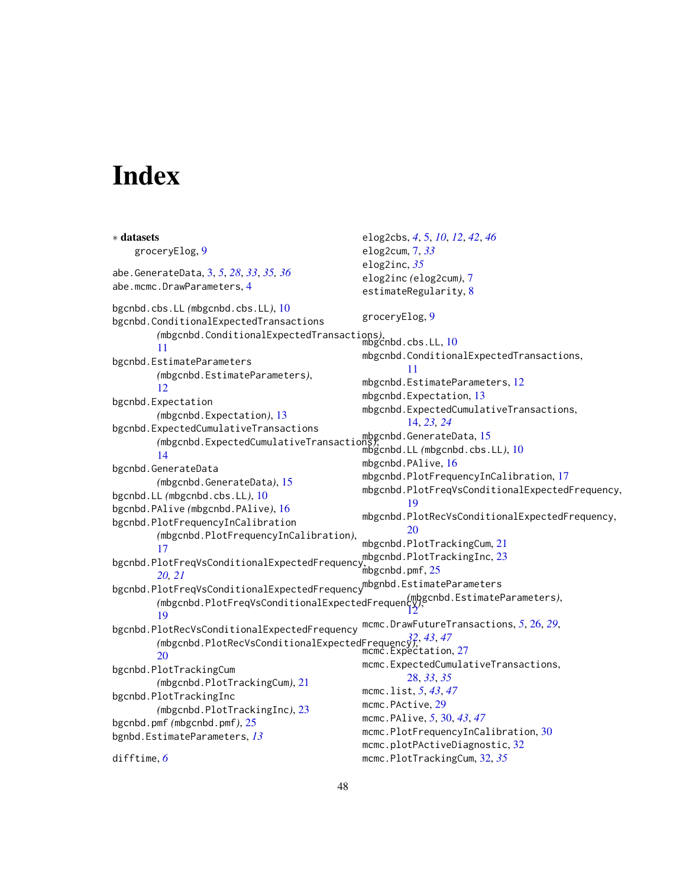# Index

∗ **datasets**
groceryElog, 9

abe.GenerateData, 3, *5*, *28*, *33*, *35, 36*
abe.mcmc.DrawParameters, 4

bgcnbd.cbs.LL *(*mbgcnbd.cbs.LL*)*, 10
bgcnbd.ConditionalExpectedTransactions *(*mbgcnbd.ConditionalExpectedTransactions*)*, 11
bgcnbd.EstimateParameters *(*mbgcnbd.EstimateParameters*)*, 12
bgcnbd.Expectation *(*mbgcnbd.Expectation*)*, 13
bgcnbd.ExpectedCumulativeTransactions *(*mbgcnbd.ExpectedCumulativeTransactions*)*, 14
bgcnbd.GenerateData *(*mbgcnbd.GenerateData*)*, 15
bgcnbd.LL *(*mbgcnbd.cbs.LL*)*, 10
bgcnbd.PAlive *(*mbgcnbd.PAlive*)*, 16
bgcnbd.PlotFrequencyInCalibration *(*mbgcnbd.PlotFrequencyInCalibration*)*, 17
bgcnbd.PlotFreqVsConditionalExpectedFrequency, *20, 21*
bgcnbd.PlotFreqVsConditionalExpectedFrequency *(*mbgcnbd.PlotFreqVsConditionalExpectedFrequency*)*, 19
bgcnbd.PlotRecVsConditionalExpectedFrequency *(*mbgcnbd.PlotRecVsConditionalExpectedFrequency*)*, 20
bgcnbd.PlotTrackingCum *(*mbgcnbd.PlotTrackingCum*)*, 21
bgcnbd.PlotTrackingInc *(*mbgcnbd.PlotTrackingInc*)*, 23
bgcnbd.pmf *(*mbgcnbd.pmf*)*, 25
bgnbd.EstimateParameters, *13*

difftime, *6*

elog2cbs, *4*, 5, *10*, *12*, *42*, *46*
elog2cum, 7, *33*
elog2inc, *35*
elog2inc *(*elog2cum*)*, 7
estimateRegularity, 8

groceryElog, 9

mbgcnbd.cbs.LL, 10
mbgcnbd.ConditionalExpectedTransactions, 11
mbgcnbd.EstimateParameters, 12
mbgcnbd.Expectation, 13
mbgcnbd.ExpectedCumulativeTransactions, 14, *23, 24*
mbgcnbd.GenerateData, 15
mbgcnbd.LL *(*mbgcnbd.cbs.LL*)*, 10
mbgcnbd.PAlive, 16
mbgcnbd.PlotFrequencyInCalibration, 17
mbgcnbd.PlotFreqVsConditionalExpectedFrequency, 19
mbgcnbd.PlotRecVsConditionalExpectedFrequency, 20
mbgcnbd.PlotTrackingCum, 21
mbgcnbd.PlotTrackingInc, 23
mbgcnbd.pmf, 25
mbgnbd.EstimateParameters *(*mbgcnbd.EstimateParameters*)*, 12
mcmc.DrawFutureTransactions, *5*, 26, *29*, *32*, *43*, *47*
mcmc.Expectation, 27
mcmc.ExpectedCumulativeTransactions, 28, *33*, *35*
mcmc.list, *5*, *43*, *47*
mcmc.PActive, 29
mcmc.PAlive, *5*, 30, *43*, *47*
mcmc.PlotFrequencyInCalibration, 30
mcmc.plotPActiveDiagnostic, 32
mcmc.PlotTrackingCum, 32, *35*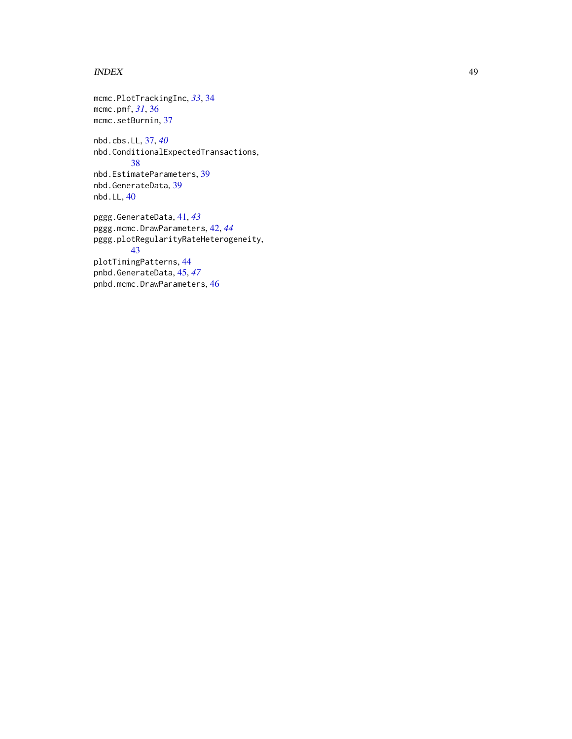mcmc.PlotTrackingInc, *33*, 34
mcmc.pmf, *31*, 36
mcmc.setBurnin, 37

nbd.cbs.LL, 37, *40*
nbd.ConditionalExpectedTransactions, 38
nbd.EstimateParameters, 39
nbd.GenerateData, 39
nbd.LL, 40

pggg.GenerateData, 41, *43*
pggg.mcmc.DrawParameters, 42, *44*
pggg.plotRegularityRateHeterogeneity, 43
plotTimingPatterns, 44
pnbd.GenerateData, 45, *47*
pnbd.mcmc.DrawParameters, 46